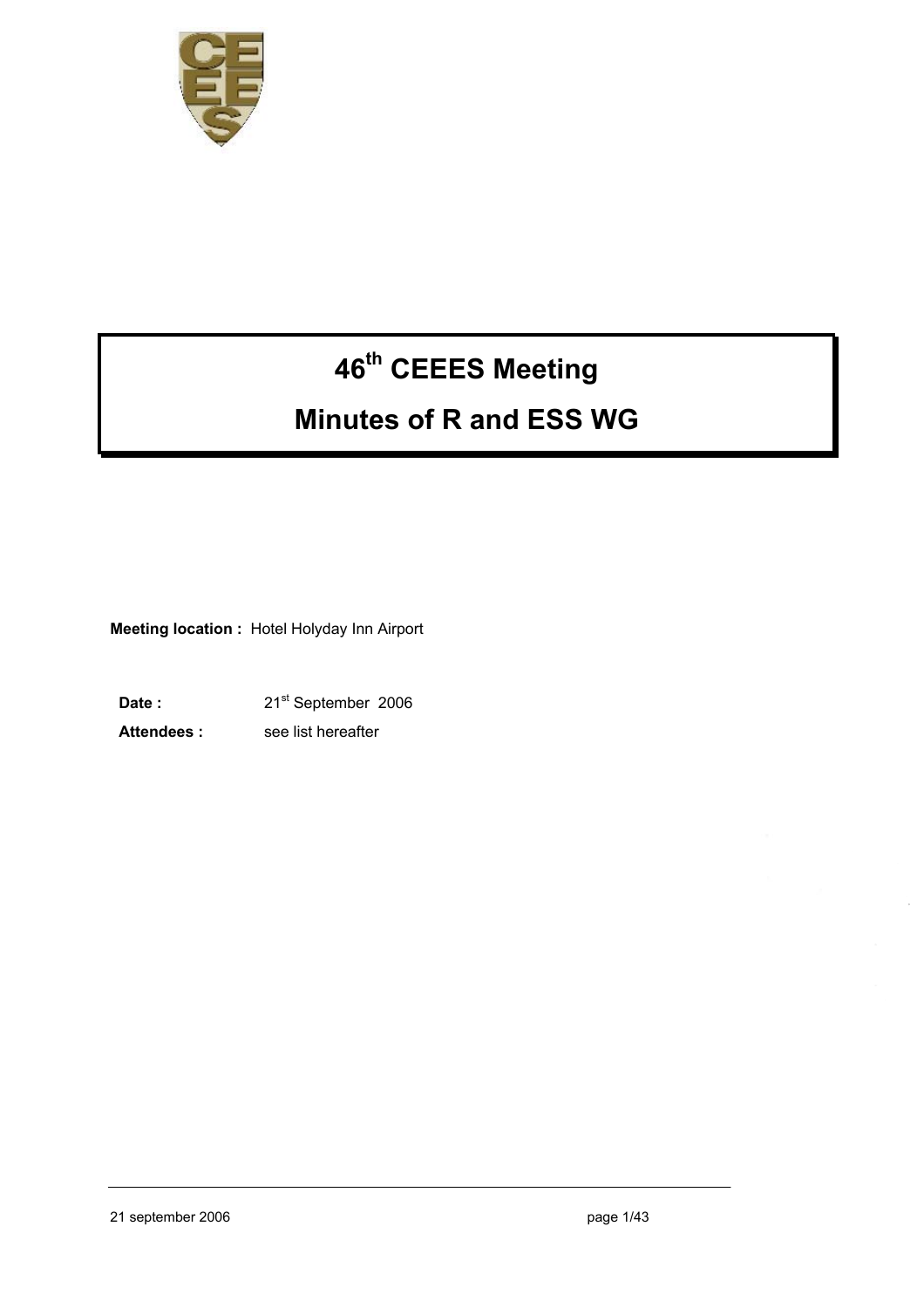# 46th CEEES Meeting

# Minutes of R and ESS WG

**Meeting location :** Hotel Holyday Inn Airport

**Date :** 21st September 2006

**Attendees :** see list hereafter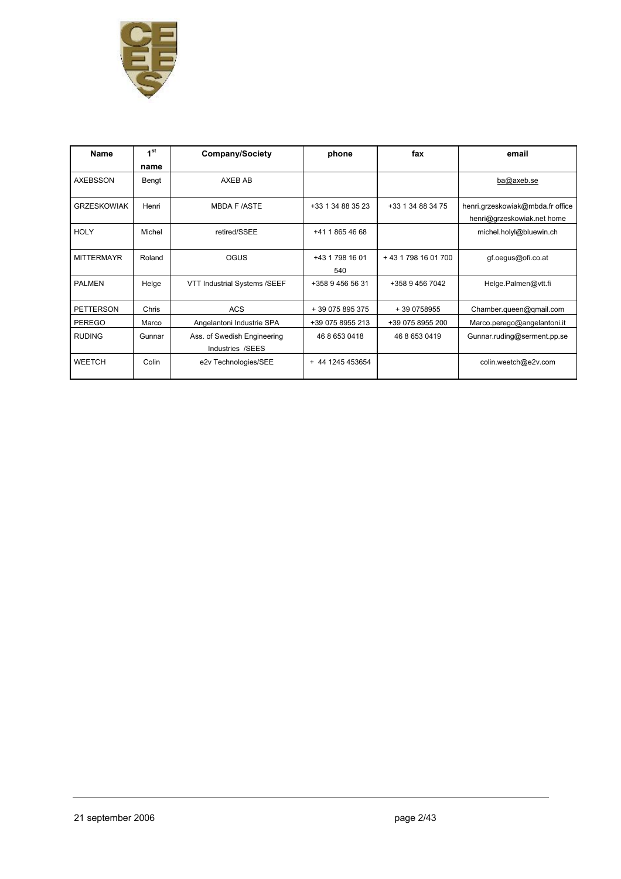| Name | 1st name | Company/Society | phone | fax | email |
|---|---|---|---|---|---|
| AXEBSSON | Bengt | AXEB AB | | | ba@axeb.se |
| GRZESKOWIAK | Henri | MBDA F /ASTE | +33 1 34 88 35 23 | +33 1 34 88 34 75 | henri.grzeskowiak@mbda.fr office henri@grzeskowiak.net home |
| HOLY | Michel | retired/SSEE | +41 1 865 46 68 | | michel.holyl@bluewin.ch |
| MITTERMAYR | Roland | OGUS | +43 1 798 16 01 540 | + 43 1 798 16 01 700 | gf.oegus@ofi.co.at |
| PALMEN | Helge | VTT Industrial Systems /SEEF | +358 9 456 56 31 | +358 9 456 7042 | Helge.Palmen@vtt.fi |
| PETTERSON | Chris | ACS | + 39 075 895 375 | + 39 0758955 | Chamber.queen@qmail.com |
| PEREGO | Marco | Angelantoni Industrie SPA | +39 075 8955 213 | +39 075 8955 200 | Marco.perego@angelantoni.it |
| RUDING | Gunnar | Ass. of Swedish Engineering Industries /SEES | 46 8 653 0418 | 46 8 653 0419 | Gunnar.ruding@serment.pp.se |
| WEETCH | Colin | e2v Technologies/SEE | + 44 1245 453654 | | colin.weetch@e2v.com |

21 september 2006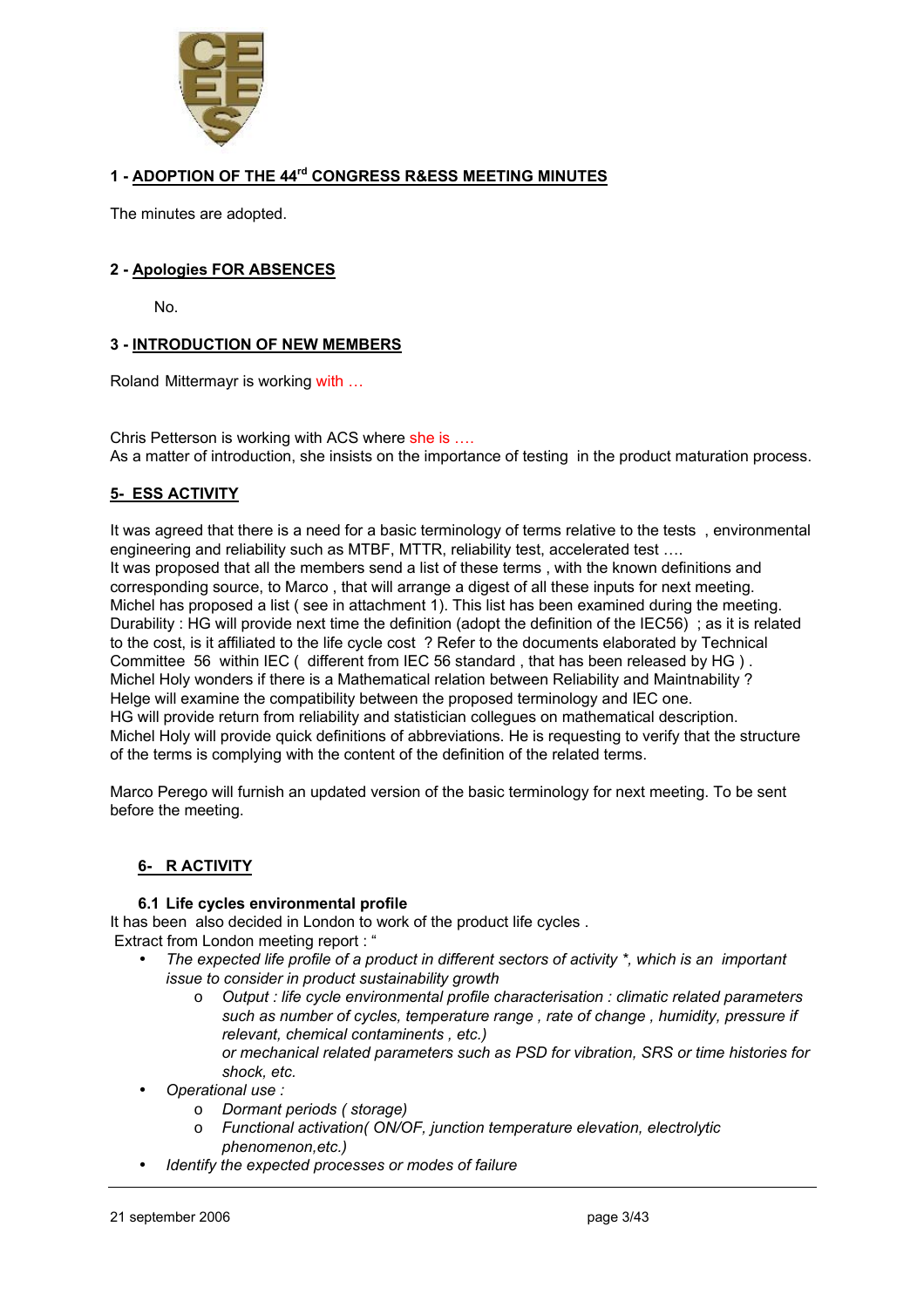## 1 - ADOPTION OF THE 44[rd] CONGRESS R&ESS MEETING MINUTES

The minutes are adopted.

## 2 - Apologies FOR ABSENCES

No.

## 3 - INTRODUCTION OF NEW MEMBERS

Roland Mittermayr is working with …

Chris Petterson is working with ACS where she is ….
As a matter of introduction, she insists on the importance of testing in the product maturation process.

## 5- ESS ACTIVITY

It was agreed that there is a need for a basic terminology of terms relative to the tests , environmental engineering and reliability such as MTBF, MTTR, reliability test, accelerated test ….
It was proposed that all the members send a list of these terms , with the known definitions and corresponding source, to Marco , that will arrange a digest of all these inputs for next meeting.
Michel has proposed a list ( see in attachment 1). This list has been examined during the meeting.
Durability : HG will provide next time the definition (adopt the definition of the IEC56) ; as it is related to the cost, is it affiliated to the life cycle cost ? Refer to the documents elaborated by Technical Committee 56 within IEC ( different from IEC 56 standard , that has been released by HG ) .
Michel Holy wonders if there is a Mathematical relation between Reliability and Maintnability ?
Helge will examine the compatibility between the proposed terminology and IEC one.
HG will provide return from reliability and statistician collegues on mathematical description.
Michel Holy will provide quick definitions of abbreviations. He is requesting to verify that the structure of the terms is complying with the content of the definition of the related terms.

Marco Perego will furnish an updated version of the basic terminology for next meeting. To be sent before the meeting.

## 6- R ACTIVITY

### 6.1 Life cycles environmental profile

It has been also decided in London to work of the product life cycles .
Extract from London meeting report : "

- *The expected life profile of a product in different sectors of activity *, which is an important issue to consider in product sustainability growth*
  - *Output : life cycle environmental profile characterisation : climatic related parameters such as number of cycles, temperature range , rate of change , humidity, pressure if relevant, chemical contaminents , etc.)*
    *or mechanical related parameters such as PSD for vibration, SRS or time histories for shock, etc.*
- *Operational use :*
  - *Dormant periods ( storage)*
  - *Functional activation( ON/OF, junction temperature elevation, electrolytic phenomenon,etc.)*
- *Identify the expected processes or modes of failure*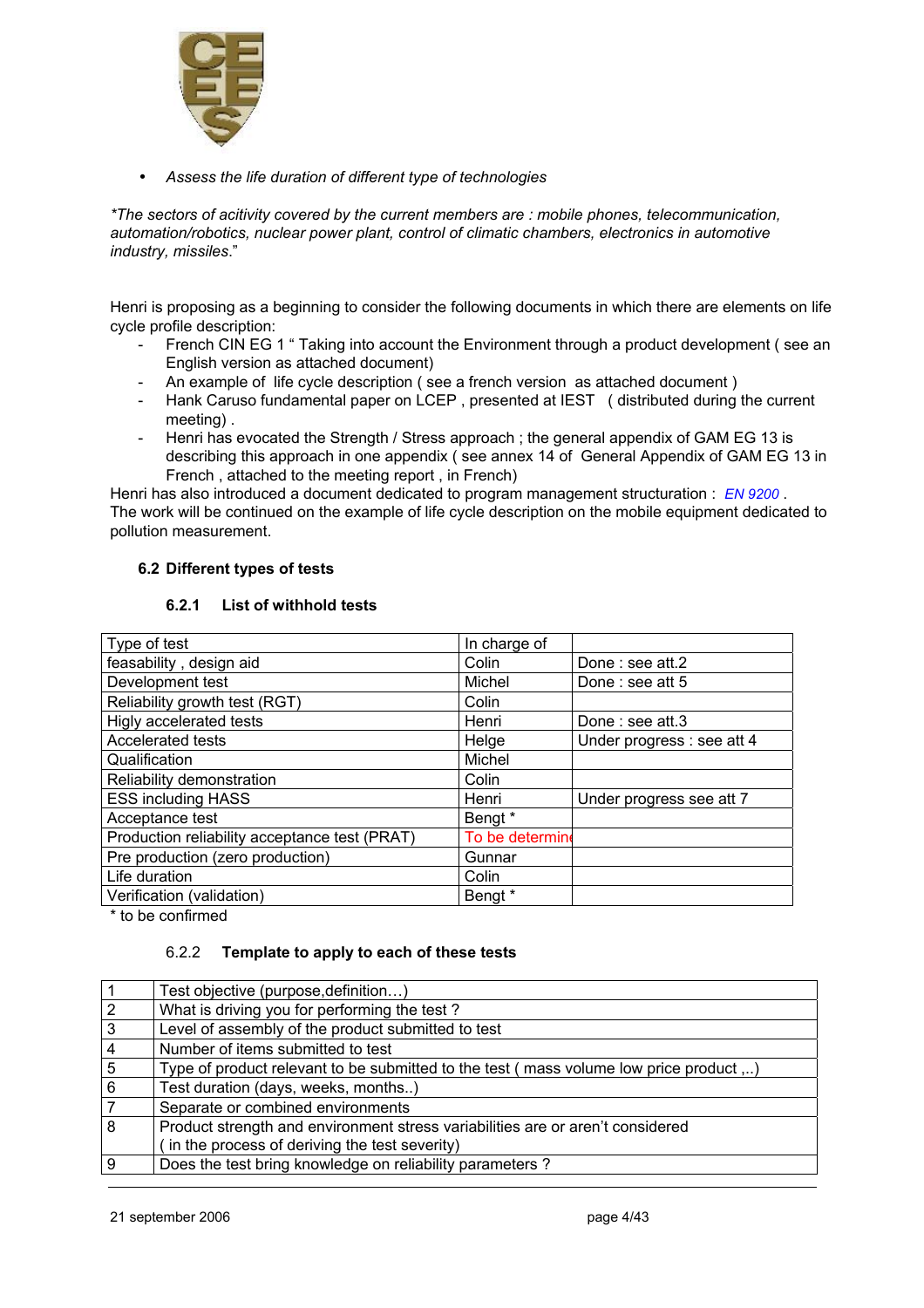- *Assess the life duration of different type of technologies*

*\*The sectors of acitivity covered by the current members are : mobile phones, telecommunication, automation/robotics, nuclear power plant, control of climatic chambers, electronics in automotive industry, missiles*."

Henri is proposing as a beginning to consider the following documents in which there are elements on life cycle profile description:

- French CIN EG 1 " Taking into account the Environment through a product development ( see an English version as attached document)
- An example of life cycle description ( see a french version as attached document )
- Hank Caruso fundamental paper on LCEP , presented at IEST ( distributed during the current meeting) .
- Henri has evocated the Strength / Stress approach ; the general appendix of GAM EG 13 is describing this approach in one appendix ( see annex 14 of General Appendix of GAM EG 13 in French , attached to the meeting report , in French)

Henri has also introduced a document dedicated to program management structuration : *EN 9200* .
The work will be continued on the example of life cycle description on the mobile equipment dedicated to pollution measurement.

### 6.2 Different types of tests

#### 6.2.1 List of withhold tests

| Type of test | In charge of | |
|---|---|---|
| feasability , design aid | Colin | Done : see att.2 |
| Development test | Michel | Done : see att 5 |
| Reliability growth test (RGT) | Colin | |
| Higly accelerated tests | Henri | Done : see att.3 |
| Accelerated tests | Helge | Under progress : see att 4 |
| Qualification | Michel | |
| Reliability demonstration | Colin | |
| ESS including HASS | Henri | Under progress see att 7 |
| Acceptance test | Bengt * | |
| Production reliability acceptance test (PRAT) | To be determin | |
| Pre production (zero production) | Gunnar | |
| Life duration | Colin | |
| Verification (validation) | Bengt * | |

\* to be confirmed

#### 6.2.2 Template to apply to each of these tests

| | |
|---|---|
| 1 | Test objective (purpose,definition…) |
| 2 | What is driving you for performing the test ? |
| 3 | Level of assembly of the product submitted to test |
| 4 | Number of items submitted to test |
| 5 | Type of product relevant to be submitted to the test ( mass volume low price product ,..) |
| 6 | Test duration (days, weeks, months..) |
| 7 | Separate or combined environments |
| 8 | Product strength and environment stress variabilities are or aren't considered ( in the process of deriving the test severity) |
| 9 | Does the test bring knowledge on reliability parameters ? |

21 september 2006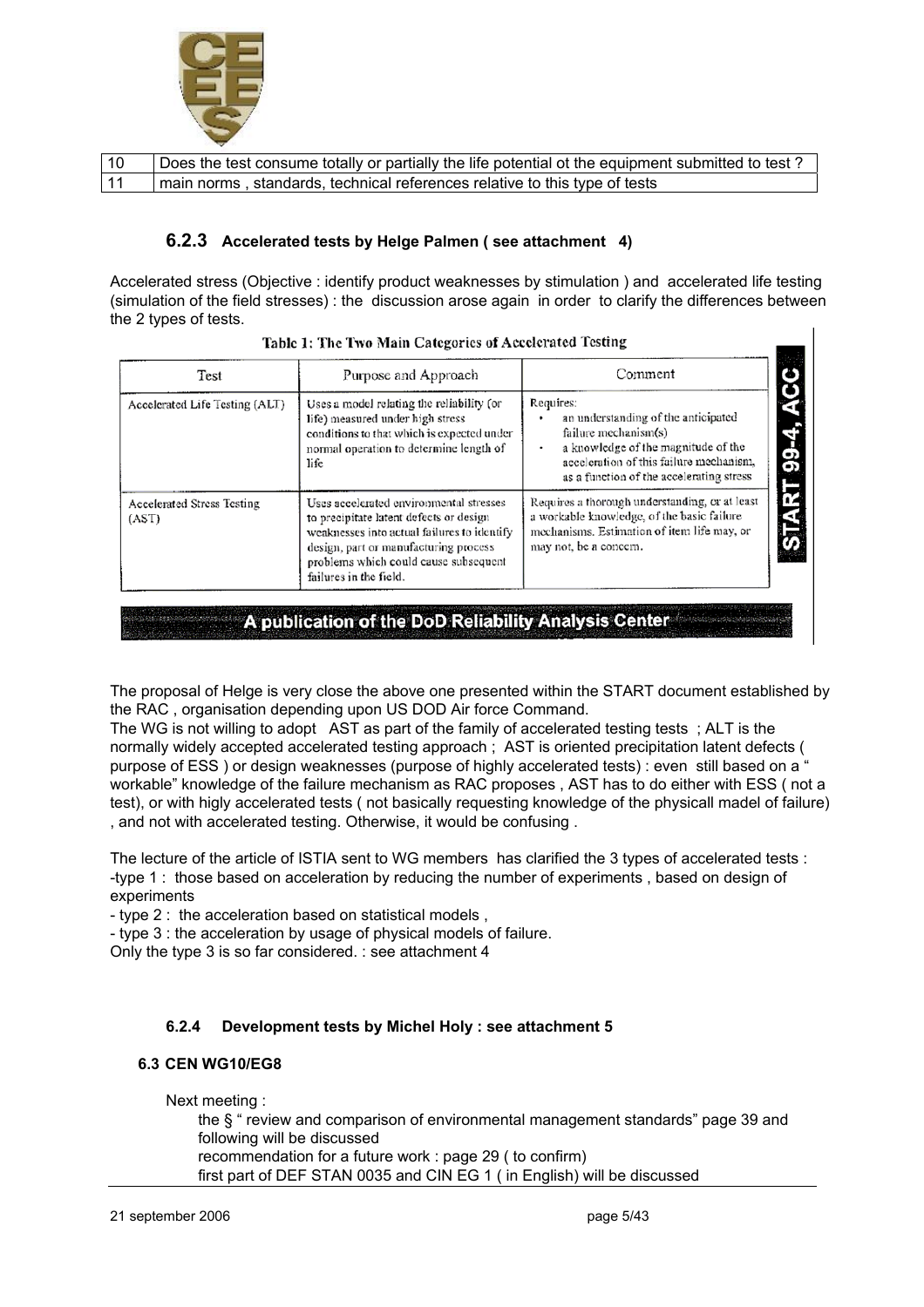| 10 | Does the test consume totally or partially the life potential ot the equipment submitted to test ? |
|---|---|
| 11 | main norms , standards, technical references relative to this type of tests |

### 6.2.3 Accelerated tests by Helge Palmen ( see attachment 4)

Accelerated stress (Objective : identify product weaknesses by stimulation ) and accelerated life testing (simulation of the field stresses) : the discussion arose again in order to clarify the differences between the 2 types of tests.

**Table 1: The Two Main Categories of Accelerated Testing**

| Test | Purpose and Approach | Comment |
|---|---|---|
| Accelerated Life Testing (ALT) | Uses a model relating the reliability (or life) measured under high stress conditions to that which is expected under normal operation to determine length of life | Requires: • an understanding of the anticipated failure mechanism(s) • a knowledge of the magnitude of the acceleration of this failure mechanism, as a function of the accelerating stress |
| Accelerated Stress Testing (AST) | Uses accelerated environmental stresses to precipitate latent defects or design weaknesses into actual failures to identify design, part or manufacturing process problems which could cause subsequent failures in the field. | Requires a thorough understanding, or at least a workable knowledge, of the basic failure mechanisms. Estimation of item life may, or may not, be a concern. |

START 99-4, ACC

A publication of the DoD Reliability Analysis Center

The proposal of Helge is very close the above one presented within the START document established by the RAC , organisation depending upon US DOD Air force Command.
The WG is not willing to adopt AST as part of the family of accelerated testing tests ; ALT is the normally widely accepted accelerated testing approach ; AST is oriented precipitation latent defects ( purpose of ESS ) or design weaknesses (purpose of highly accelerated tests) : even still based on a " workable" knowledge of the failure mechanism as RAC proposes , AST has to do either with ESS ( not a test), or with higly accelerated tests ( not basically requesting knowledge of the physicall madel of failure) , and not with accelerated testing. Otherwise, it would be confusing .

The lecture of the article of ISTIA sent to WG members has clarified the 3 types of accelerated tests :
-type 1 : those based on acceleration by reducing the number of experiments , based on design of experiments
- type 2 : the acceleration based on statistical models ,
- type 3 : the acceleration by usage of physical models of failure.
Only the type 3 is so far considered. : see attachment 4

### 6.2.4 Development tests by Michel Holy : see attachment 5

### 6.3 CEN WG10/EG8

Next meeting :
the § " review and comparison of environmental management standards" page 39 and following will be discussed
recommendation for a future work : page 29 ( to confirm)
first part of DEF STAN 0035 and CIN EG 1 ( in English) will be discussed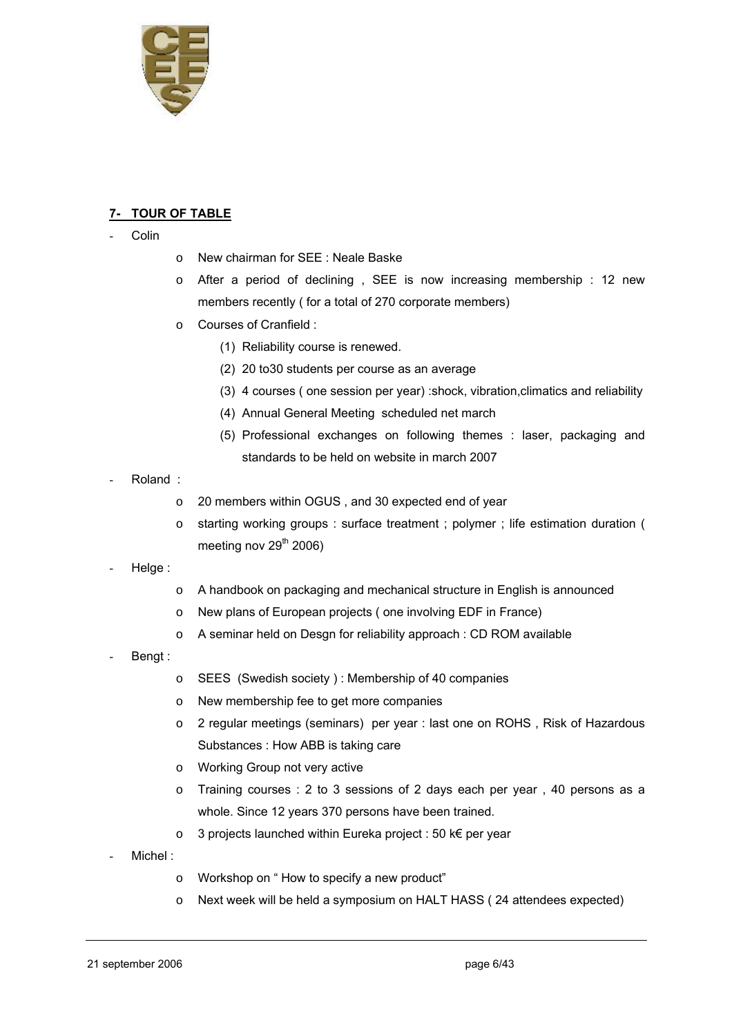## 7- TOUR OF TABLE

- Colin
  - New chairman for SEE : Neale Baske
  - After a period of declining , SEE is now increasing membership : 12 new members recently ( for a total of 270 corporate members)
  - Courses of Cranfield :
    1. Reliability course is renewed.
    2. 20 to30 students per course as an average
    3. 4 courses ( one session per year) :shock, vibration,climatics and reliability
    4. Annual General Meeting scheduled net march
    5. Professional exchanges on following themes : laser, packaging and standards to be held on website in march 2007
- Roland :
  - 20 members within OGUS , and 30 expected end of year
  - starting working groups : surface treatment ; polymer ; life estimation duration ( meeting nov 29th 2006)
- Helge :
  - A handbook on packaging and mechanical structure in English is announced
  - New plans of European projects ( one involving EDF in France)
  - A seminar held on Desgn for reliability approach : CD ROM available
- Bengt :
  - SEES (Swedish society ) : Membership of 40 companies
  - New membership fee to get more companies
  - 2 regular meetings (seminars) per year : last one on ROHS , Risk of Hazardous Substances : How ABB is taking care
  - Working Group not very active
  - Training courses : 2 to 3 sessions of 2 days each per year , 40 persons as a whole. Since 12 years 370 persons have been trained.
  - 3 projects launched within Eureka project : 50 k€ per year
- Michel :
  - Workshop on " How to specify a new product"
  - Next week will be held a symposium on HALT HASS ( 24 attendees expected)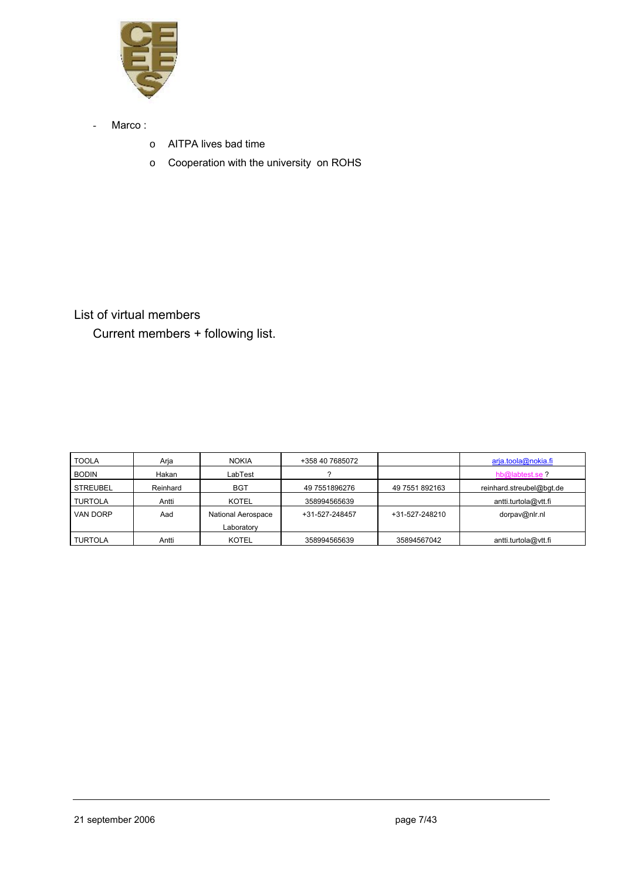- Marco :
  - AITPA lives bad time
  - Cooperation with the university on ROHS

List of virtual members

Current members + following list.

| | | | | | |
|---|---|---|---|---|---|
| TOOLA | Arja | NOKIA | +358 40 7685072 | | arja.toola@nokia.fi |
| BODIN | Hakan | LabTest | ? | | hb@labtest.se ? |
| STREUBEL | Reinhard | BGT | 49 7551896276 | 49 7551 892163 | reinhard.streubel@bgt.de |
| TURTOLA | Antti | KOTEL | 358994565639 | | antti.turtola@vtt.fi |
| VAN DORP | Aad | National Aerospace Laboratory | +31-527-248457 | +31-527-248210 | dorpav@nlr.nl |
| TURTOLA | Antti | KOTEL | 358994565639 | 35894567042 | antti.turtola@vtt.fi |

21 september 2006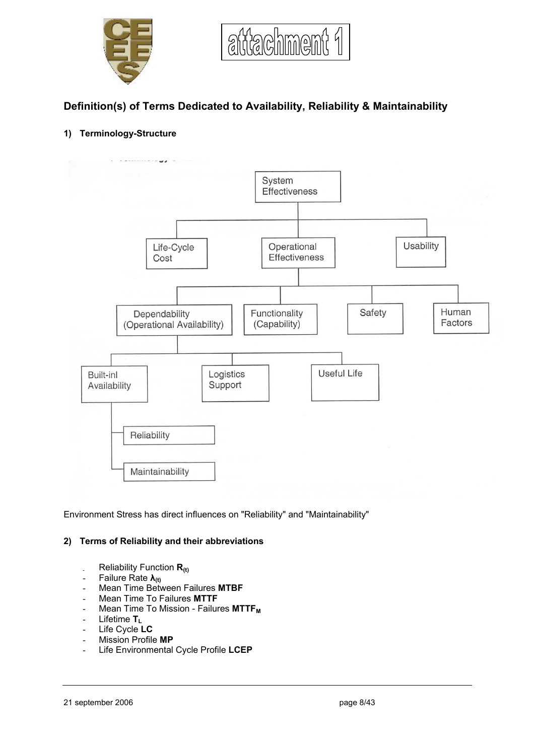attachment 1

## Definition(s) of Terms Dedicated to Availability, Reliability & Maintainability

### 1) Terminology-Structure

- System Effectiveness
  - Life-Cycle Cost
  - Operational Effectiveness
    - Dependability (Operational Availability)
      - Built-inl Availability
        - Reliability
        - Maintainability
      - Logistics Support
      - Useful Life
    - Functionality (Capability)
    - Safety
    - Human Factors
  - Usability

Environment Stress has direct influences on "Reliability" and "Maintainability"

### 2) Terms of Reliability and their abbreviations

- Reliability Function $\mathbf{R_{(t)}}$
- Failure Rate $\boldsymbol{\lambda_{(t)}}$
- Mean Time Between Failures **MTBF**
- Mean Time To Failures **MTTF**
- Mean Time To Mission - Failures $\mathbf{MTTF_M}$
- Lifetime $\mathbf{T_L}$
- Life Cycle **LC**
- Mission Profile **MP**
- Life Environmental Cycle Profile **LCEP**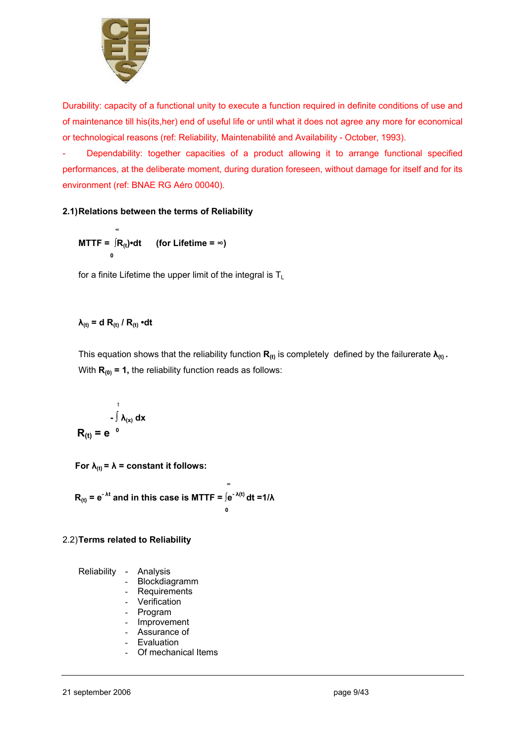Durability: capacity of a functional unity to execute a function required in definite conditions of use and of maintenance till his(its,her) end of useful life or until what it does not agree any more for economical or technological reasons (ref: Reliability, Maintenabilité and Availability - October, 1993).

- Dependability: together capacities of a product allowing it to arrange functional specified performances, at the deliberate moment, during duration foreseen, without damage for itself and for its environment (ref: BNAE RG Aéro 00040).

### 2.1) Relations between the terms of Reliability

$$\mathbf{MTTF} = \int_0^\infty R_{(t)} \cdot dt \qquad \text{(for Lifetime} = \infty\text{)}$$

for a finite Lifetime the upper limit of the integral is $T_L$

$$\lambda_{(t)} = d\,R_{(t)} / R_{(t)} \cdot dt$$

This equation shows that the reliability function $\mathbf{R_{(t)}}$ is completely defined by the failurerate $\boldsymbol{\lambda_{(t)}}$.
With $\mathbf{R_{(0)} = 1}$, the reliability function reads as follows:

$$R_{(t)} = e^{-\int_0^t \lambda_{(x)}\,dx}$$

**For $\lambda_{(t)} = \lambda$ = constant it follows:**

$$R_{(t)} = e^{-\lambda t} \text{ and in this case is } \mathbf{MTTF} = \int_0^\infty e^{-\lambda(t)}\,dt = 1/\lambda$$

### 2.2) Terms related to Reliability

Reliability
- Analysis
- Blockdiagramm
- Requirements
- Verification
- Program
- Improvement
- Assurance of
- Evaluation
- Of mechanical Items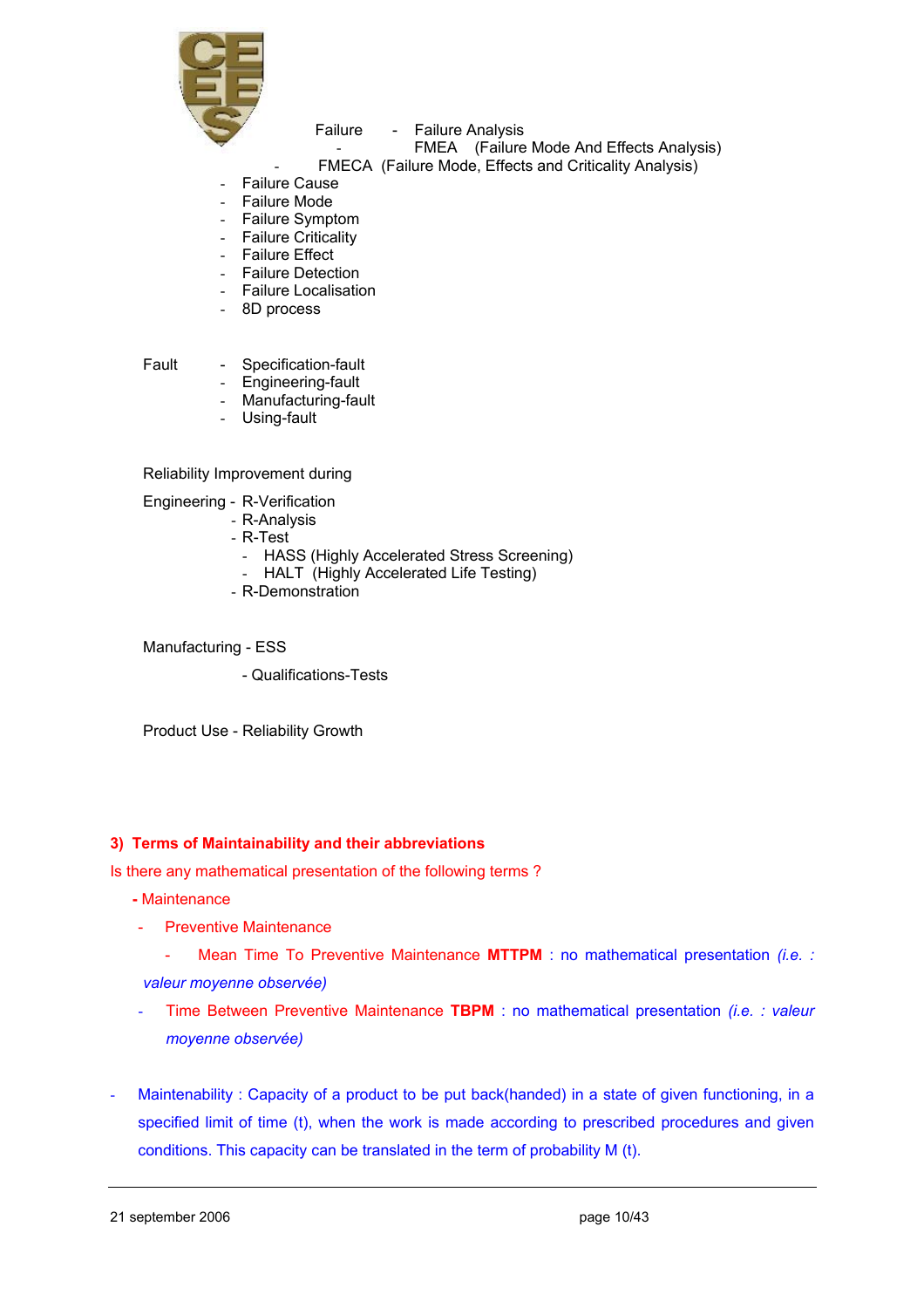Failure
- Failure Analysis
- FMEA (Failure Mode And Effects Analysis)
- FMECA (Failure Mode, Effects and Criticality Analysis)
- Failure Cause
- Failure Mode
- Failure Symptom
- Failure Criticality
- Failure Effect
- Failure Detection
- Failure Localisation
- 8D process

Fault
- Specification-fault
- Engineering-fault
- Manufacturing-fault
- Using-fault

Reliability Improvement during

Engineering
- R-Verification
- R-Analysis
- R-Test
  - HASS (Highly Accelerated Stress Screening)
  - HALT (Highly Accelerated Life Testing)
- R-Demonstration

Manufacturing
- ESS
- Qualifications-Tests

Product Use - Reliability Growth

### 3) Terms of Maintainability and their abbreviations

Is there any mathematical presentation of the following terms ?

- Maintenance
  - Preventive Maintenance
    - Mean Time To Preventive Maintenance **MTTPM** : no mathematical presentation *(i.e. : valeur moyenne observée)*
  - Time Between Preventive Maintenance **TBPM** : no mathematical presentation *(i.e. : valeur moyenne observée)*

- Maintenability : Capacity of a product to be put back(handed) in a state of given functioning, in a specified limit of time (t), when the work is made according to prescribed procedures and given conditions. This capacity can be translated in the term of probability M (t).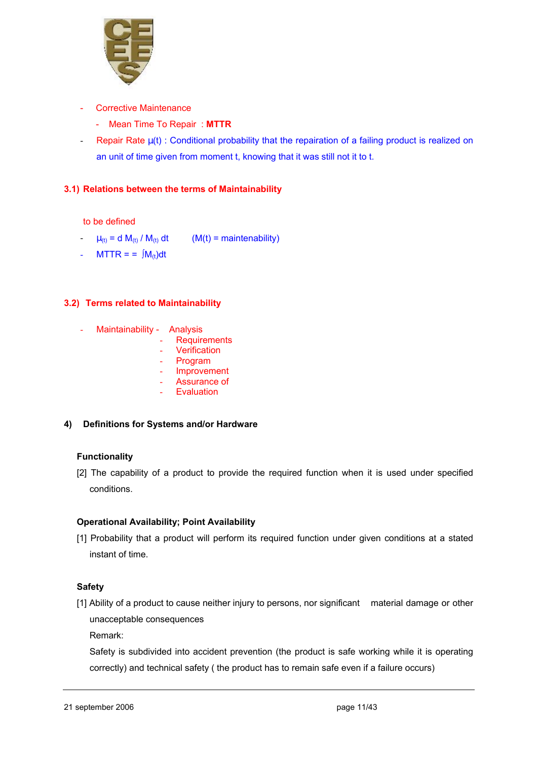- Corrective Maintenance
  - Mean Time To Repair : **MTTR**
- Repair Rate $\mu(t)$ : Conditional probability that the repairation of a failing product is realized on an unit of time given from moment t, knowing that it was still not it to t.

### 3.1) Relations between the terms of Maintainability

to be defined

- $\mu_{(t)} = d\, M_{(t)} / M_{(t)}\, dt$ (M(t) = maintenability)
- MTTR = = $\int M_{(t)} dt$

### 3.2) Terms related to Maintainability

- Maintainability -
  - Analysis
  - Requirements
  - Verification
  - Program
  - Improvement
  - Assurance of
  - Evaluation

## 4) Definitions for Systems and/or Hardware

**Functionality**

[2] The capability of a product to provide the required function when it is used under specified conditions.

**Operational Availability; Point Availability**

[1] Probability that a product will perform its required function under given conditions at a stated instant of time.

**Safety**

[1] Ability of a product to cause neither injury to persons, nor significant material damage or other unacceptable consequences

Remark:

Safety is subdivided into accident prevention (the product is safe working while it is operating correctly) and technical safety ( the product has to remain safe even if a failure occurs)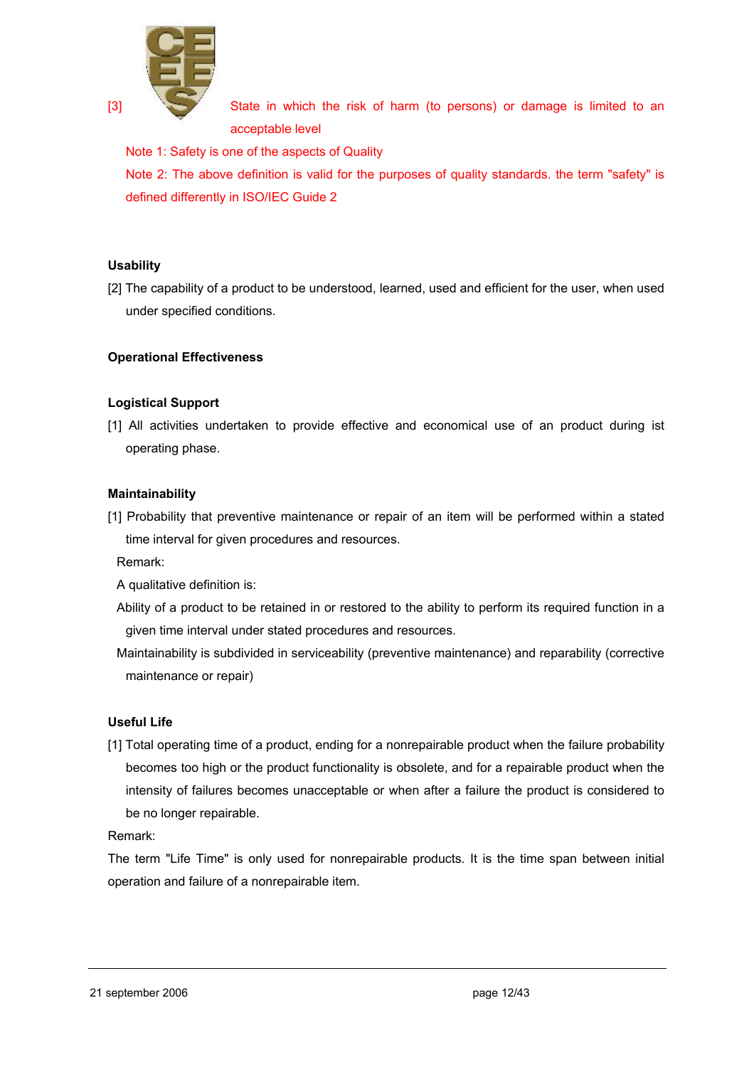[3] State in which the risk of harm (to persons) or damage is limited to an acceptable level

Note 1: Safety is one of the aspects of Quality

Note 2: The above definition is valid for the purposes of quality standards. the term "safety" is defined differently in ISO/IEC Guide 2

**Usability**

[2] The capability of a product to be understood, learned, used and efficient for the user, when used under specified conditions.

**Operational Effectiveness**

**Logistical Support**

[1] All activities undertaken to provide effective and economical use of an product during ist operating phase.

**Maintainability**

[1] Probability that preventive maintenance or repair of an item will be performed within a stated time interval for given procedures and resources.

Remark:

A qualitative definition is:

Ability of a product to be retained in or restored to the ability to perform its required function in a given time interval under stated procedures and resources.

Maintainability is subdivided in serviceability (preventive maintenance) and reparability (corrective maintenance or repair)

**Useful Life**

[1] Total operating time of a product, ending for a nonrepairable product when the failure probability becomes too high or the product functionality is obsolete, and for a repairable product when the intensity of failures becomes unacceptable or when after a failure the product is considered to be no longer repairable.

Remark:

The term "Life Time" is only used for nonrepairable products. It is the time span between initial operation and failure of a nonrepairable item.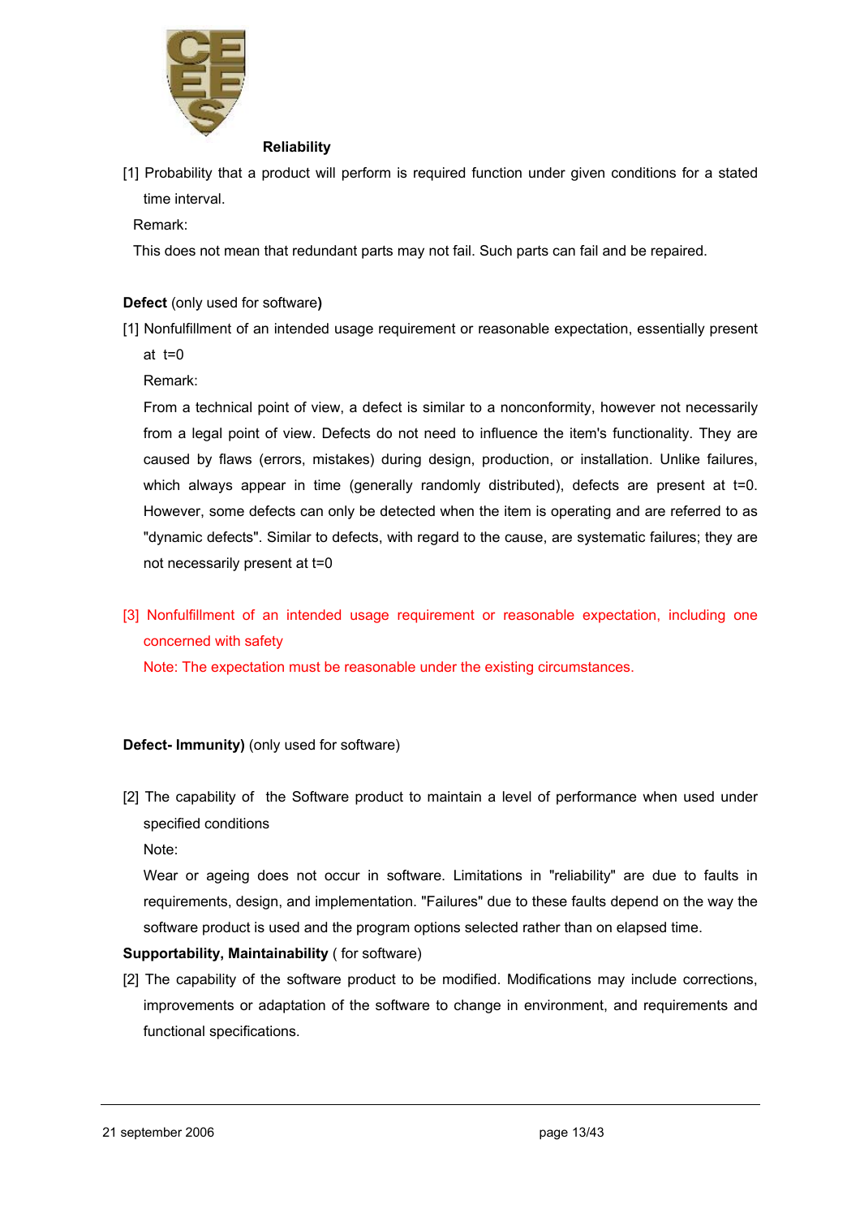**Reliability**

[1] Probability that a product will perform is required function under given conditions for a stated time interval.

Remark:

This does not mean that redundant parts may not fail. Such parts can fail and be repaired.

**Defect** (only used for software**)**

[1] Nonfulfillment of an intended usage requirement or reasonable expectation, essentially present at t=0

Remark:

From a technical point of view, a defect is similar to a nonconformity, however not necessarily from a legal point of view. Defects do not need to influence the item's functionality. They are caused by flaws (errors, mistakes) during design, production, or installation. Unlike failures, which always appear in time (generally randomly distributed), defects are present at t=0. However, some defects can only be detected when the item is operating and are referred to as "dynamic defects". Similar to defects, with regard to the cause, are systematic failures; they are not necessarily present at t=0

[3] Nonfulfillment of an intended usage requirement or reasonable expectation, including one concerned with safety

Note: The expectation must be reasonable under the existing circumstances.

**Defect- Immunity)** (only used for software)

[2] The capability of the Software product to maintain a level of performance when used under specified conditions

Note:

Wear or ageing does not occur in software. Limitations in "reliability" are due to faults in requirements, design, and implementation. "Failures" due to these faults depend on the way the software product is used and the program options selected rather than on elapsed time.

**Supportability, Maintainability** ( for software)

[2] The capability of the software product to be modified. Modifications may include corrections, improvements or adaptation of the software to change in environment, and requirements and functional specifications.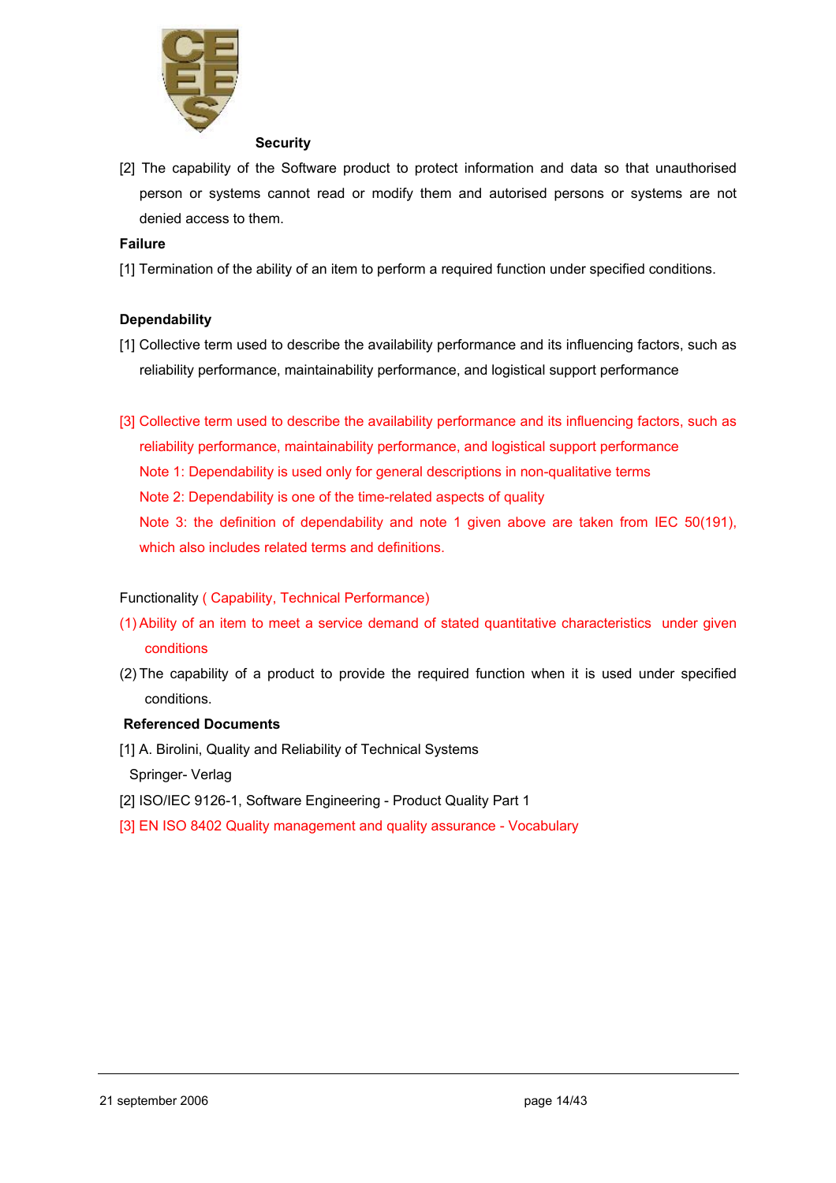**Security**

[2] The capability of the Software product to protect information and data so that unauthorised person or systems cannot read or modify them and autorised persons or systems are not denied access to them.

**Failure**

[1] Termination of the ability of an item to perform a required function under specified conditions.

**Dependability**

[1] Collective term used to describe the availability performance and its influencing factors, such as reliability performance, maintainability performance, and logistical support performance

[3] Collective term used to describe the availability performance and its influencing factors, such as reliability performance, maintainability performance, and logistical support performance
Note 1: Dependability is used only for general descriptions in non-qualitative terms
Note 2: Dependability is one of the time-related aspects of quality
Note 3: the definition of dependability and note 1 given above are taken from IEC 50(191), which also includes related terms and definitions.

Functionality ( Capability, Technical Performance)

(1) Ability of an item to meet a service demand of stated quantitative characteristics under given conditions

(2) The capability of a product to provide the required function when it is used under specified conditions.

**Referenced Documents**

[1] A. Birolini, Quality and Reliability of Technical Systems
Springer- Verlag

[2] ISO/IEC 9126-1, Software Engineering - Product Quality Part 1

[3] EN ISO 8402 Quality management and quality assurance - Vocabulary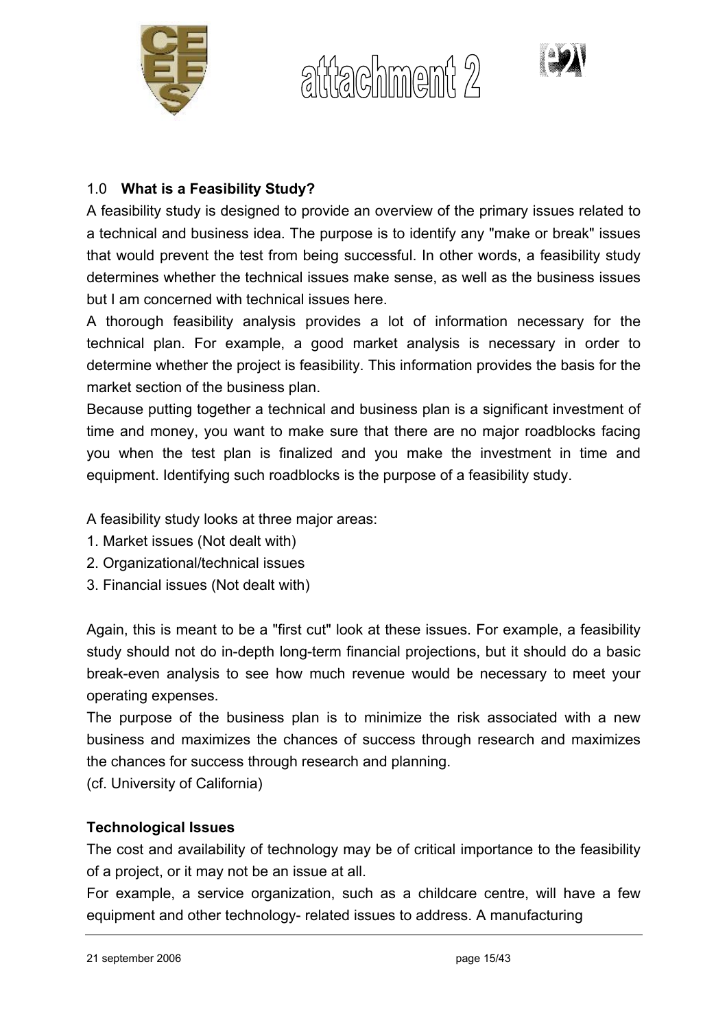## 1.0 What is a Feasibility Study?

A feasibility study is designed to provide an overview of the primary issues related to a technical and business idea. The purpose is to identify any "make or break" issues that would prevent the test from being successful. In other words, a feasibility study determines whether the technical issues make sense, as well as the business issues but I am concerned with technical issues here.

A thorough feasibility analysis provides a lot of information necessary for the technical plan. For example, a good market analysis is necessary in order to determine whether the project is feasibility. This information provides the basis for the market section of the business plan.

Because putting together a technical and business plan is a significant investment of time and money, you want to make sure that there are no major roadblocks facing you when the test plan is finalized and you make the investment in time and equipment. Identifying such roadblocks is the purpose of a feasibility study.

A feasibility study looks at three major areas:

1. Market issues (Not dealt with)
2. Organizational/technical issues
3. Financial issues (Not dealt with)

Again, this is meant to be a "first cut" look at these issues. For example, a feasibility study should not do in-depth long-term financial projections, but it should do a basic break-even analysis to see how much revenue would be necessary to meet your operating expenses.

The purpose of the business plan is to minimize the risk associated with a new business and maximizes the chances of success through research and maximizes the chances for success through research and planning.

(cf. University of California)

**Technological Issues**

The cost and availability of technology may be of critical importance to the feasibility of a project, or it may not be an issue at all.

For example, a service organization, such as a childcare centre, will have a few equipment and other technology- related issues to address. A manufacturing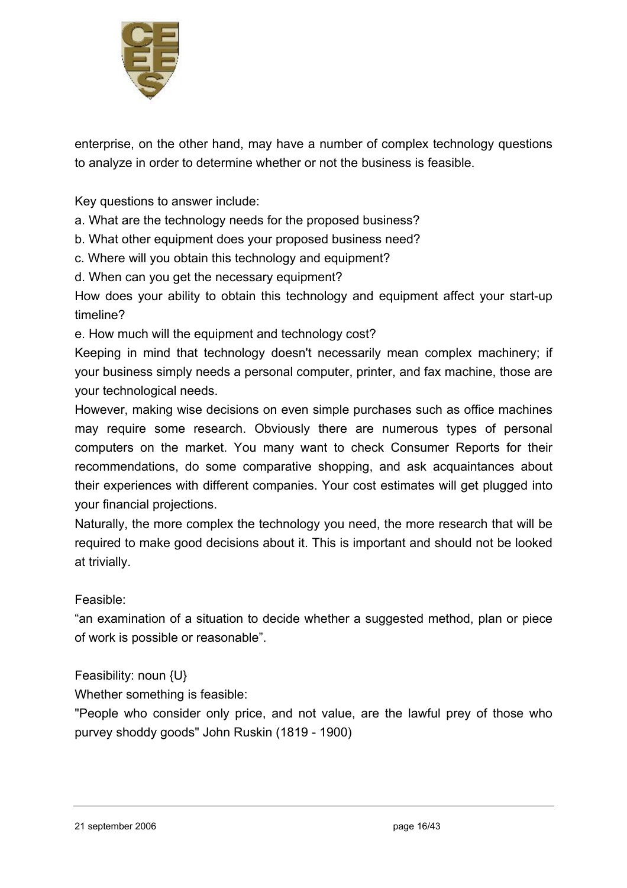enterprise, on the other hand, may have a number of complex technology questions to analyze in order to determine whether or not the business is feasible.

Key questions to answer include:

a. What are the technology needs for the proposed business?

b. What other equipment does your proposed business need?

c. Where will you obtain this technology and equipment?

d. When can you get the necessary equipment?

How does your ability to obtain this technology and equipment affect your start-up timeline?

e. How much will the equipment and technology cost?

Keeping in mind that technology doesn't necessarily mean complex machinery; if your business simply needs a personal computer, printer, and fax machine, those are your technological needs.

However, making wise decisions on even simple purchases such as office machines may require some research. Obviously there are numerous types of personal computers on the market. You many want to check Consumer Reports for their recommendations, do some comparative shopping, and ask acquaintances about their experiences with different companies. Your cost estimates will get plugged into your financial projections.

Naturally, the more complex the technology you need, the more research that will be required to make good decisions about it. This is important and should not be looked at trivially.

Feasible:

“an examination of a situation to decide whether a suggested method, plan or piece of work is possible or reasonable”.

Feasibility: noun {U}

Whether something is feasible:

"People who consider only price, and not value, are the lawful prey of those who purvey shoddy goods" John Ruskin (1819 - 1900)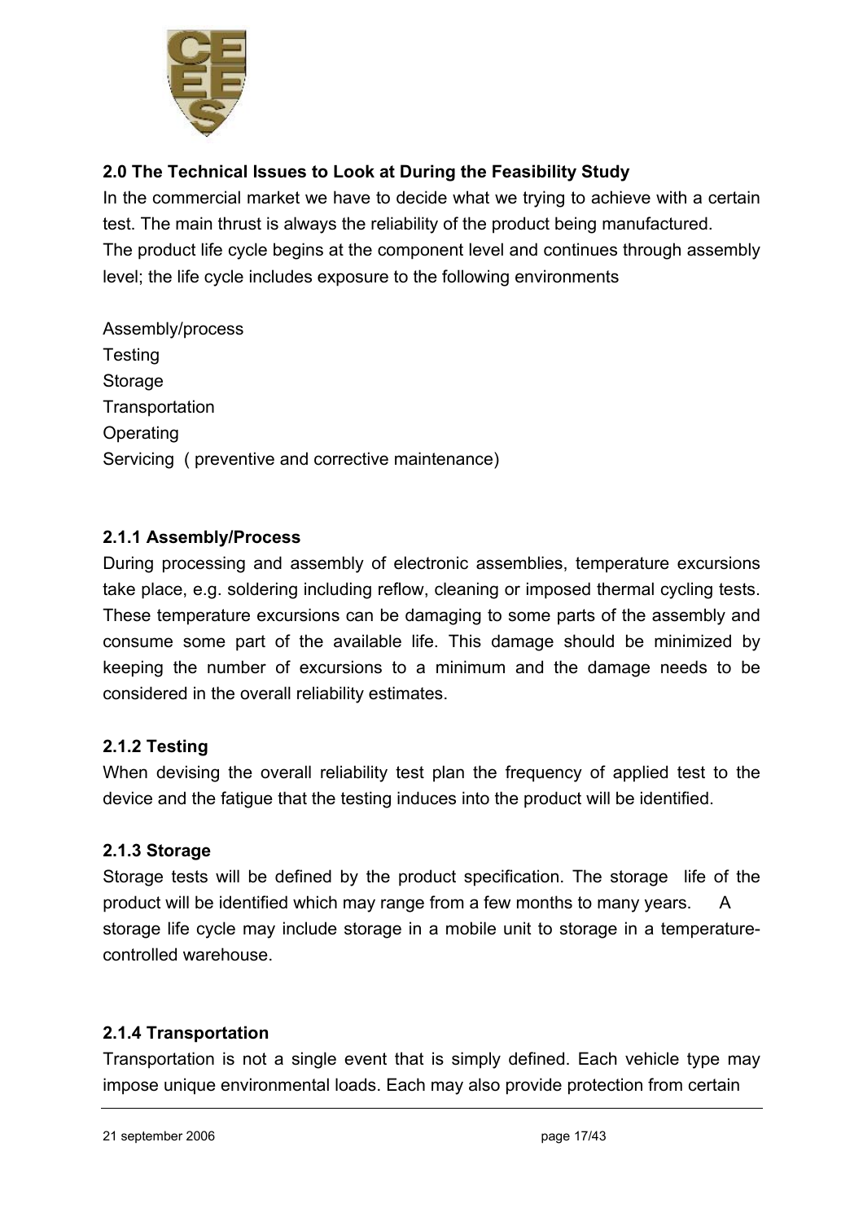## 2.0 The Technical Issues to Look at During the Feasibility Study

In the commercial market we have to decide what we trying to achieve with a certain test. The main thrust is always the reliability of the product being manufactured. The product life cycle begins at the component level and continues through assembly level; the life cycle includes exposure to the following environments

Assembly/process
Testing
Storage
Transportation
Operating
Servicing ( preventive and corrective maintenance)

### 2.1.1 Assembly/Process

During processing and assembly of electronic assemblies, temperature excursions take place, e.g. soldering including reflow, cleaning or imposed thermal cycling tests. These temperature excursions can be damaging to some parts of the assembly and consume some part of the available life. This damage should be minimized by keeping the number of excursions to a minimum and the damage needs to be considered in the overall reliability estimates.

### 2.1.2 Testing

When devising the overall reliability test plan the frequency of applied test to the device and the fatigue that the testing induces into the product will be identified.

### 2.1.3 Storage

Storage tests will be defined by the product specification. The storage life of the product will be identified which may range from a few months to many years. A storage life cycle may include storage in a mobile unit to storage in a temperature-controlled warehouse.

### 2.1.4 Transportation

Transportation is not a single event that is simply defined. Each vehicle type may impose unique environmental loads. Each may also provide protection from certain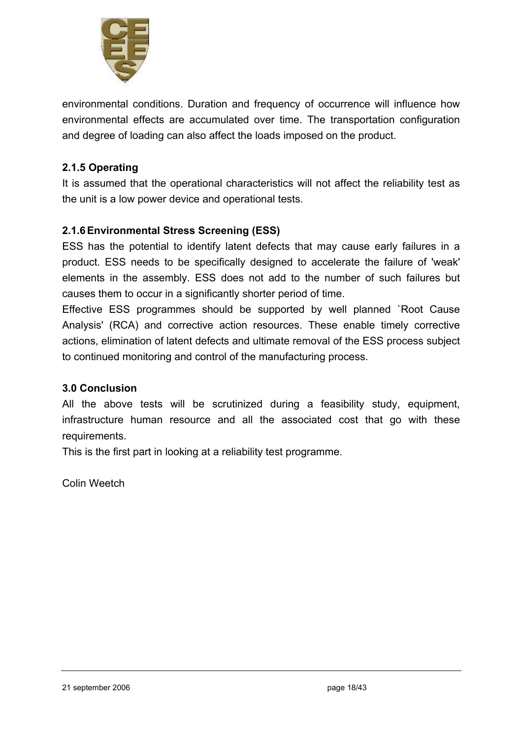environmental conditions. Duration and frequency of occurrence will influence how environmental effects are accumulated over time. The transportation configuration and degree of loading can also affect the loads imposed on the product.

### 2.1.5 Operating

It is assumed that the operational characteristics will not affect the reliability test as the unit is a low power device and operational tests.

### 2.1.6 Environmental Stress Screening (ESS)

ESS has the potential to identify latent defects that may cause early failures in a product. ESS needs to be specifically designed to accelerate the failure of 'weak' elements in the assembly. ESS does not add to the number of such failures but causes them to occur in a significantly shorter period of time.

Effective ESS programmes should be supported by well planned `Root Cause Analysis' (RCA) and corrective action resources. These enable timely corrective actions, elimination of latent defects and ultimate removal of the ESS process subject to continued monitoring and control of the manufacturing process.

## 3.0 Conclusion

All the above tests will be scrutinized during a feasibility study, equipment, infrastructure human resource and all the associated cost that go with these requirements.

This is the first part in looking at a reliability test programme.

Colin Weetch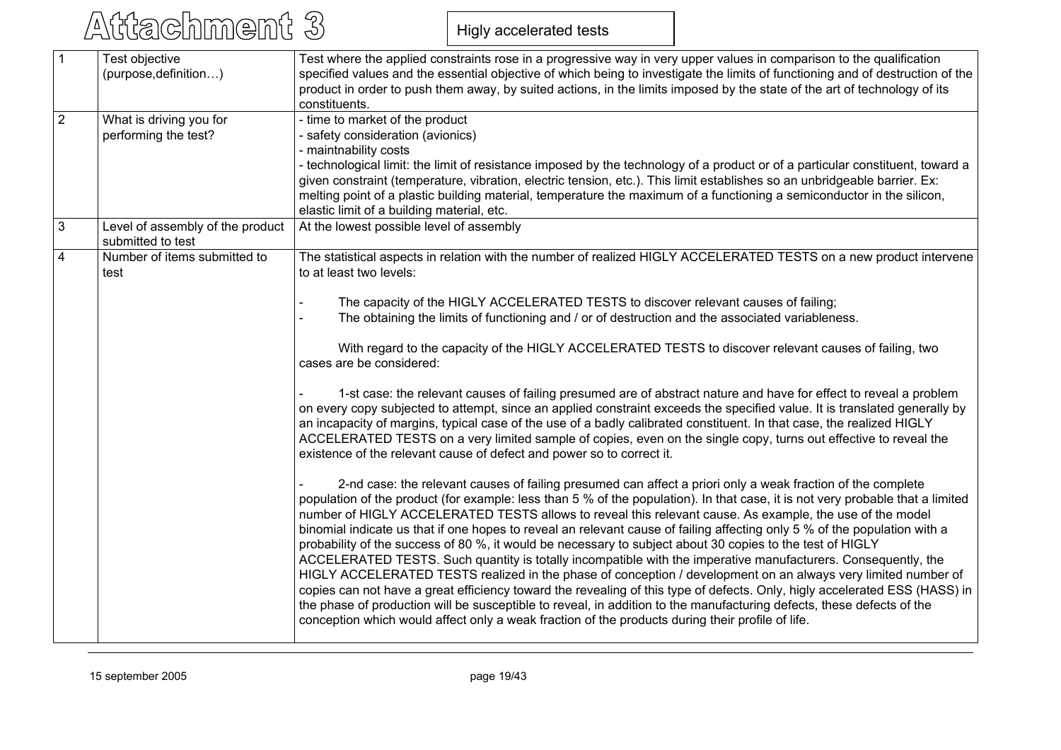# Attachment 3

Higly accelerated tests

| | | |
|---|---|---|
| 1 | Test objective (purpose,definition…) | Test where the applied constraints rose in a progressive way in very upper values in comparison to the qualification specified values and the essential objective of which being to investigate the limits of functioning and of destruction of the product in order to push them away, by suited actions, in the limits imposed by the state of the art of technology of its constituents. |
| 2 | What is driving you for performing the test? | - time to market of the product<br>- safety consideration (avionics)<br>- maintnability costs<br>- technological limit: the limit of resistance imposed by the technology of a product or of a particular constituent, toward a given constraint (temperature, vibration, electric tension, etc.). This limit establishes so an unbridgeable barrier. Ex: melting point of a plastic building material, temperature the maximum of a functioning a semiconductor in the silicon, elastic limit of a building material, etc. |
| 3 | Level of assembly of the product submitted to test | At the lowest possible level of assembly |
| 4 | Number of items submitted to test | The statistical aspects in relation with the number of realized HIGLY ACCELERATED TESTS on a new product intervene to at least two levels:<br><br>- The capacity of the HIGLY ACCELERATED TESTS to discover relevant causes of failing;<br>- The obtaining the limits of functioning and / or of destruction and the associated variableness.<br><br>With regard to the capacity of the HIGLY ACCELERATED TESTS to discover relevant causes of failing, two cases are be considered:<br><br>- 1-st case: the relevant causes of failing presumed are of abstract nature and have for effect to reveal a problem on every copy subjected to attempt, since an applied constraint exceeds the specified value. It is translated generally by an incapacity of margins, typical case of the use of a badly calibrated constituent. In that case, the realized HIGLY ACCELERATED TESTS on a very limited sample of copies, even on the single copy, turns out effective to reveal the existence of the relevant cause of defect and power so to correct it.<br><br>- 2-nd case: the relevant causes of failing presumed can affect a priori only a weak fraction of the complete population of the product (for example: less than 5 % of the population). In that case, it is not very probable that a limited number of HIGLY ACCELERATED TESTS allows to reveal this relevant cause. As example, the use of the model binomial indicate us that if one hopes to reveal an relevant cause of failing affecting only 5 % of the population with a probability of the success of 80 %, it would be necessary to subject about 30 copies to the test of HIGLY ACCELERATED TESTS. Such quantity is totally incompatible with the imperative manufacturers. Consequently, the HIGLY ACCELERATED TESTS realized in the phase of conception / development on an always very limited number of copies can not have a great efficiency toward the revealing of this type of defects. Only, higly accelerated ESS (HASS) in the phase of production will be susceptible to reveal, in addition to the manufacturing defects, these defects of the conception which would affect only a weak fraction of the products during their profile of life. |

15 september 2005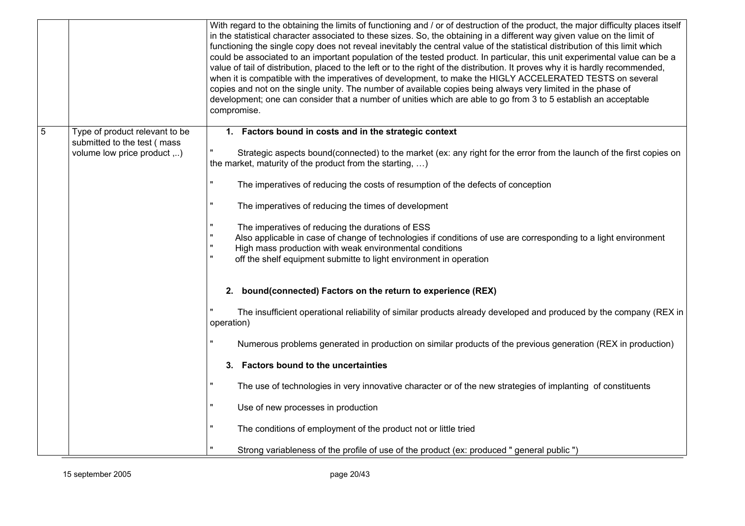| | | |
|---|---|---|
| | | With regard to the obtaining the limits of functioning and / or of destruction of the product, the major difficulty places itself in the statistical character associated to these sizes. So, the obtaining in a different way given value on the limit of functioning the single copy does not reveal inevitably the central value of the statistical distribution of this limit which could be associated to an important population of the tested product. In particular, this unit experimental value can be a value of tail of distribution, placed to the left or to the right of the distribution. It proves why it is hardly recommended, when it is compatible with the imperatives of development, to make the HIGLY ACCELERATED TESTS on several copies and not on the single unity. The number of available copies being always very limited in the phase of development; one can consider that a number of unities which are able to go from 3 to 5 establish an acceptable compromise. |
| 5 | Type of product relevant to be submitted to the test ( mass volume low price product ,..) | **1. Factors bound in costs and in the strategic context**<br><br>" Strategic aspects bound(connected) to the market (ex: any right for the error from the launch of the first copies on the market, maturity of the product from the starting, …)<br><br>" The imperatives of reducing the costs of resumption of the defects of conception<br><br>" The imperatives of reducing the times of development<br><br>" The imperatives of reducing the durations of ESS<br>" Also applicable in case of change of technologies if conditions of use are corresponding to a light environment<br>" High mass production with weak environmental conditions<br>" off the shelf equipment submitte to light environment in operation<br><br>**2. bound(connected) Factors on the return to experience (REX)**<br><br>" The insufficient operational reliability of similar products already developed and produced by the company (REX in operation)<br><br>" Numerous problems generated in production on similar products of the previous generation (REX in production)<br><br>**3. Factors bound to the uncertainties**<br><br>" The use of technologies in very innovative character or of the new strategies of implanting of constituents<br><br>" Use of new processes in production<br><br>" The conditions of employment of the product not or little tried<br><br>" Strong variableness of the profile of use of the product (ex: produced " general public ") |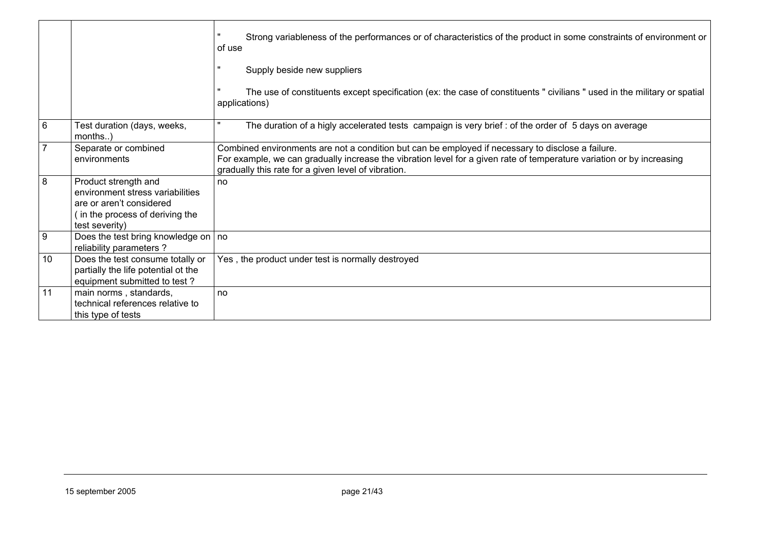| | | |
|---|---|---|
| | | " Strong variableness of the performances or of characteristics of the product in some constraints of environment or of use<br><br>" Supply beside new suppliers<br><br>" The use of constituents except specification (ex: the case of constituents " civilians " used in the military or spatial applications) |
| 6 | Test duration (days, weeks, months..) | " The duration of a higly accelerated tests campaign is very brief : of the order of 5 days on average |
| 7 | Separate or combined environments | Combined environments are not a condition but can be employed if necessary to disclose a failure.<br>For example, we can gradually increase the vibration level for a given rate of temperature variation or by increasing gradually this rate for a given level of vibration. |
| 8 | Product strength and environment stress variabilities are or aren't considered ( in the process of deriving the test severity) | no |
| 9 | Does the test bring knowledge on reliability parameters ? | no |
| 10 | Does the test consume totally or partially the life potential ot the equipment submitted to test ? | Yes , the product under test is normally destroyed |
| 11 | main norms , standards, technical references relative to this type of tests | no |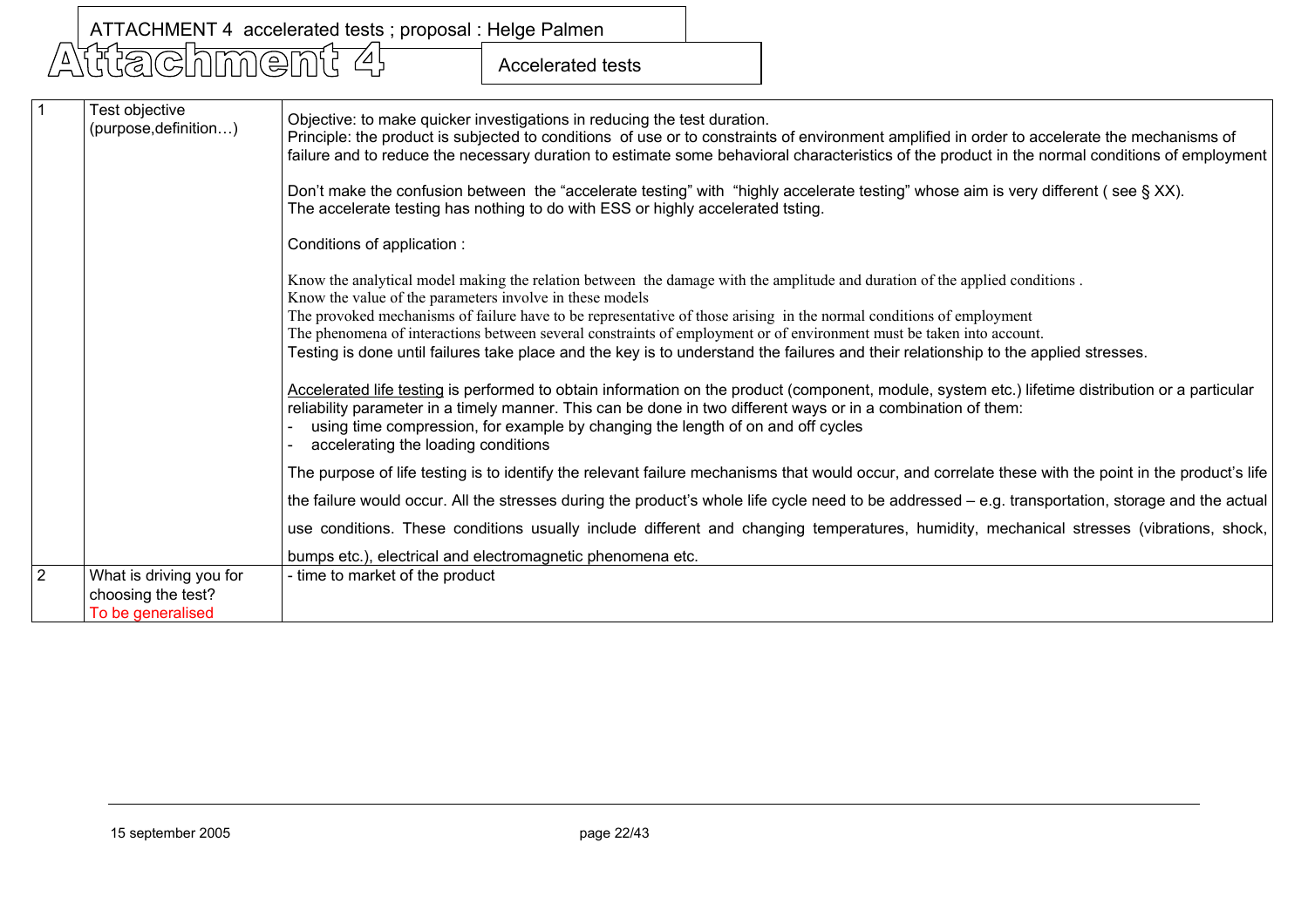ATTACHMENT 4 accelerated tests ; proposal : Helge Palmen

# Attachment 4

Accelerated tests

| | | |
|---|---|---|
| 1 | Test objective (purpose,definition…) | Objective: to make quicker investigations in reducing the test duration.<br>Principle: the product is subjected to conditions of use or to constraints of environment amplified in order to accelerate the mechanisms of failure and to reduce the necessary duration to estimate some behavioral characteristics of the product in the normal conditions of employment<br><br>Don't make the confusion between the "accelerate testing" with "highly accelerate testing" whose aim is very different ( see § XX).<br>The accelerate testing has nothing to do with ESS or highly accelerated tsting.<br><br>Conditions of application :<br><br>Know the analytical model making the relation between the damage with the amplitude and duration of the applied conditions .<br>Know the value of the parameters involve in these models<br>The provoked mechanisms of failure have to be representative of those arising in the normal conditions of employment<br>The phenomena of interactions between several constraints of employment or of environment must be taken into account.<br>Testing is done until failures take place and the key is to understand the failures and their relationship to the applied stresses.<br><br><u>Accelerated life testing</u> is performed to obtain information on the product (component, module, system etc.) lifetime distribution or a particular reliability parameter in a timely manner. This can be done in two different ways or in a combination of them:<br>- using time compression, for example by changing the length of on and off cycles<br>- accelerating the loading conditions<br><br>The purpose of life testing is to identify the relevant failure mechanisms that would occur, and correlate these with the point in the product's life the failure would occur. All the stresses during the product's whole life cycle need to be addressed – e.g. transportation, storage and the actual use conditions. These conditions usually include different and changing temperatures, humidity, mechanical stresses (vibrations, shock, bumps etc.), electrical and electromagnetic phenomena etc. |
| 2 | What is driving you for choosing the test?<br>To be generalised | - time to market of the product |

15 september 2005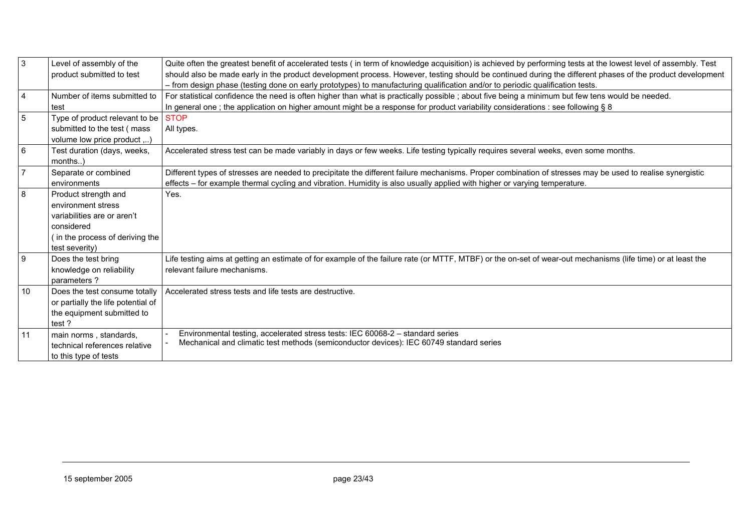| 3 | Level of assembly of the product submitted to test | Quite often the greatest benefit of accelerated tests ( in term of knowledge acquisition) is achieved by performing tests at the lowest level of assembly. Test should also be made early in the product development process. However, testing should be continued during the different phases of the product development – from design phase (testing done on early prototypes) to manufacturing qualification and/or to periodic qualification tests. |
|---|---|---|
| 4 | Number of items submitted to test | For statistical confidence the need is often higher than what is practically possible ; about five being a minimum but few tens would be needed.<br>In general one ; the application on higher amount might be a response for product variability considerations : see following § 8 |
| 5 | Type of product relevant to be submitted to the test ( mass volume low price product ,..) | STOP<br>All types. |
| 6 | Test duration (days, weeks, months..) | Accelerated stress test can be made variably in days or few weeks. Life testing typically requires several weeks, even some months. |
| 7 | Separate or combined environments | Different types of stresses are needed to precipitate the different failure mechanisms. Proper combination of stresses may be used to realise synergistic effects – for example thermal cycling and vibration. Humidity is also usually applied with higher or varying temperature. |
| 8 | Product strength and environment stress variabilities are or aren't considered ( in the process of deriving the test severity) | Yes. |
| 9 | Does the test bring knowledge on reliability parameters ? | Life testing aims at getting an estimate of for example of the failure rate (or MTTF, MTBF) or the on-set of wear-out mechanisms (life time) or at least the relevant failure mechanisms. |
| 10 | Does the test consume totally or partially the life potential of the equipment submitted to test ? | Accelerated stress tests and life tests are destructive. |
| 11 | main norms , standards, technical references relative to this type of tests | - Environmental testing, accelerated stress tests: IEC 60068-2 – standard series<br>- Mechanical and climatic test methods (semiconductor devices): IEC 60749 standard series |

15 september 2005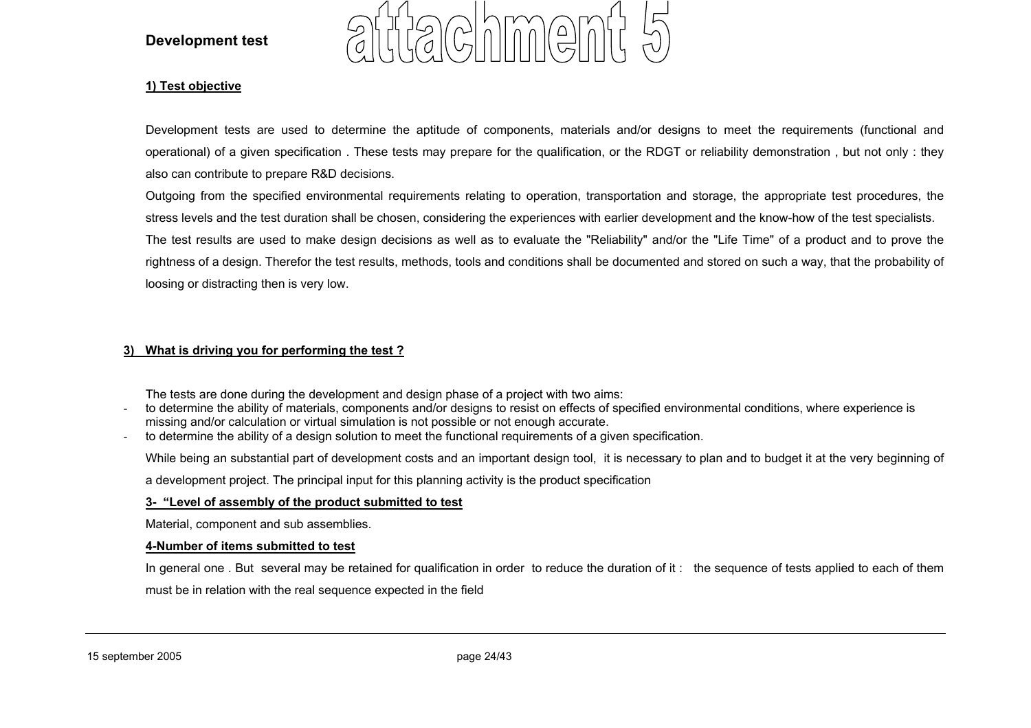# Development test

attachment 5

**1) Test objective**

Development tests are used to determine the aptitude of components, materials and/or designs to meet the requirements (functional and operational) of a given specification . These tests may prepare for the qualification, or the RDGT or reliability demonstration , but not only : they also can contribute to prepare R&D decisions.

Outgoing from the specified environmental requirements relating to operation, transportation and storage, the appropriate test procedures, the stress levels and the test duration shall be chosen, considering the experiences with earlier development and the know-how of the test specialists.

The test results are used to make design decisions as well as to evaluate the "Reliability" and/or the "Life Time" of a product and to prove the rightness of a design. Therefor the test results, methods, tools and conditions shall be documented and stored on such a way, that the probability of loosing or distracting then is very low.

**3) What is driving you for performing the test ?**

The tests are done during the development and design phase of a project with two aims:

- to determine the ability of materials, components and/or designs to resist on effects of specified environmental conditions, where experience is missing and/or calculation or virtual simulation is not possible or not enough accurate.
- to determine the ability of a design solution to meet the functional requirements of a given specification.

While being an substantial part of development costs and an important design tool, it is necessary to plan and to budget it at the very beginning of a development project. The principal input for this planning activity is the product specification

**3- "Level of assembly of the product submitted to test**

Material, component and sub assemblies.

**4-Number of items submitted to test**

In general one . But several may be retained for qualification in order to reduce the duration of it : the sequence of tests applied to each of them must be in relation with the real sequence expected in the field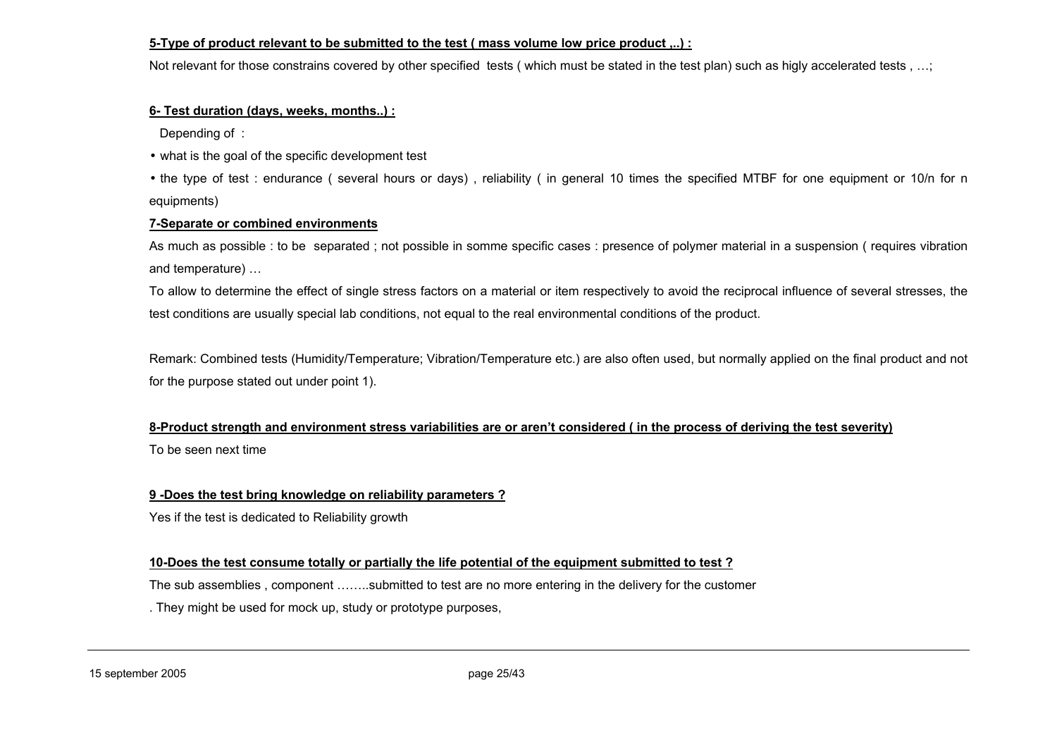**5-Type of product relevant to be submitted to the test ( mass volume low price product ,..) :**

Not relevant for those constrains covered by other specified tests ( which must be stated in the test plan) such as higly accelerated tests , …;

**6- Test duration (days, weeks, months..) :**

Depending of :

- what is the goal of the specific development test
- the type of test : endurance ( several hours or days) , reliability ( in general 10 times the specified MTBF for one equipment or 10/n for n equipments)

**7-Separate or combined environments**

As much as possible : to be separated ; not possible in somme specific cases : presence of polymer material in a suspension ( requires vibration and temperature) …

To allow to determine the effect of single stress factors on a material or item respectively to avoid the reciprocal influence of several stresses, the test conditions are usually special lab conditions, not equal to the real environmental conditions of the product.

Remark: Combined tests (Humidity/Temperature; Vibration/Temperature etc.) are also often used, but normally applied on the final product and not for the purpose stated out under point 1).

**8-Product strength and environment stress variabilities are or aren't considered ( in the process of deriving the test severity)**

To be seen next time

**9 -Does the test bring knowledge on reliability parameters ?**

Yes if the test is dedicated to Reliability growth

**10-Does the test consume totally or partially the life potential of the equipment submitted to test ?**

The sub assemblies , component ……..submitted to test are no more entering in the delivery for the customer

. They might be used for mock up, study or prototype purposes,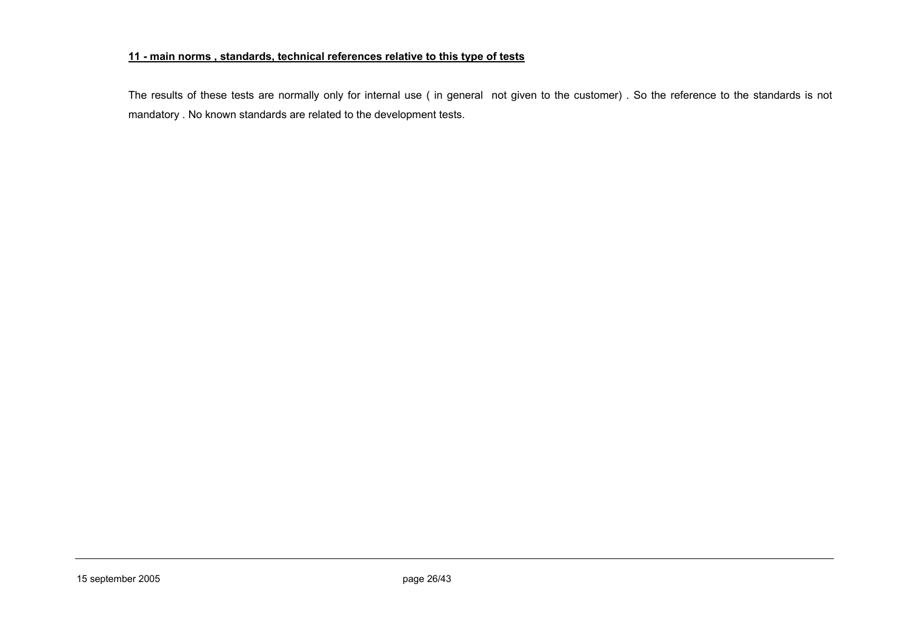## **11 - main norms , standards, technical references relative to this type of tests**

The results of these tests are normally only for internal use ( in general not given to the customer) . So the reference to the standards is not mandatory . No known standards are related to the development tests.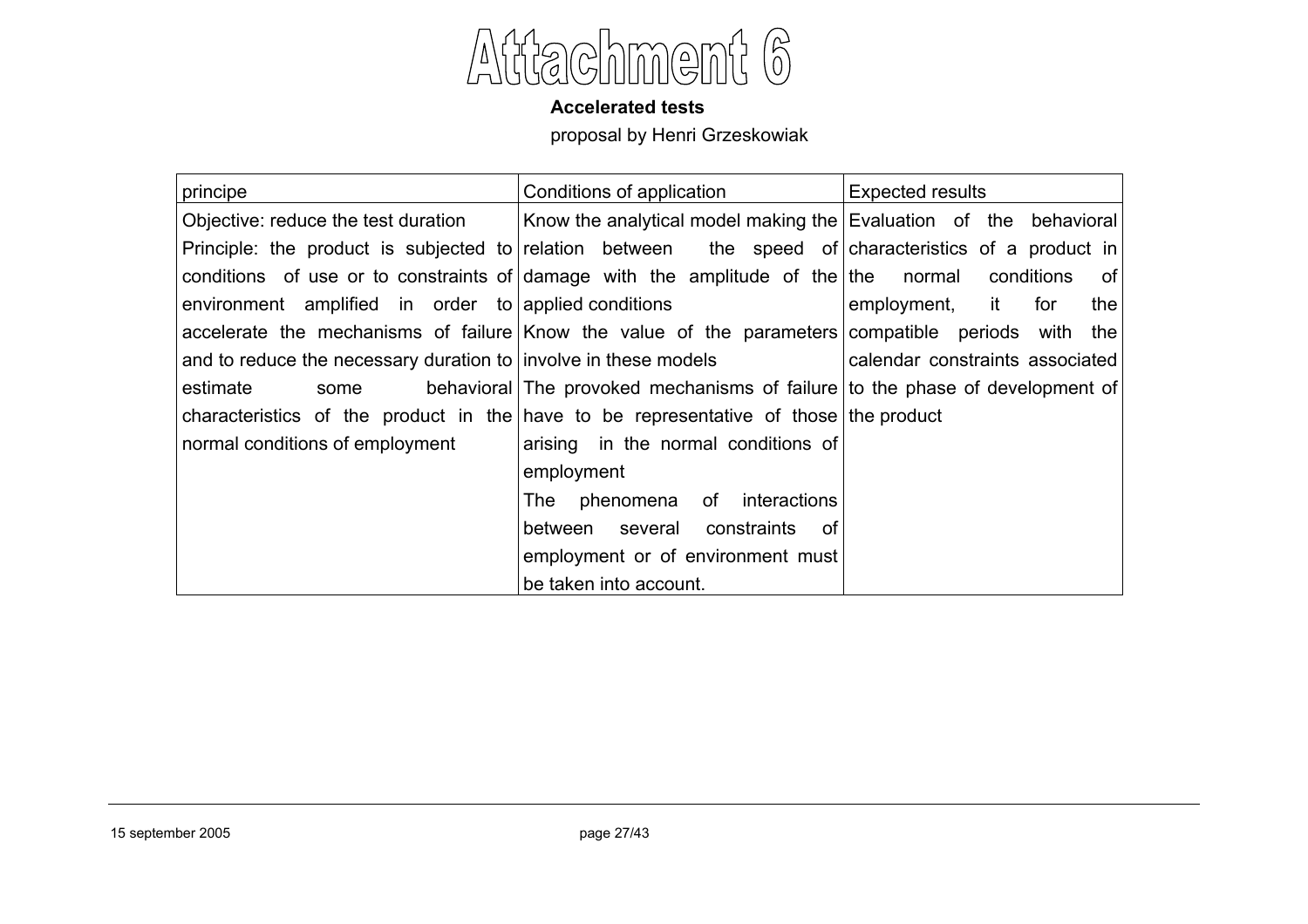# Attachment 6

**Accelerated tests**

proposal by Henri Grzeskowiak

| principe | Conditions of application | Expected results |
|---|---|---|
| Objective: reduce the test duration<br>Principle: the product is subjected to conditions of use or to constraints of environment amplified in order to accelerate the mechanisms of failure and to reduce the necessary duration to estimate some behavioral characteristics of the product in the normal conditions of employment | Know the analytical model making the relation between the speed of damage with the amplitude of the applied conditions<br>Know the value of the parameters involve in these models<br>The provoked mechanisms of failure have to be representative of those arising in the normal conditions of employment<br>The phenomena of interactions between several constraints of employment or of environment must be taken into account. | Evaluation of the behavioral characteristics of a product in the normal conditions of employment, it for the compatible periods with the calendar constraints associated to the phase of development of the product |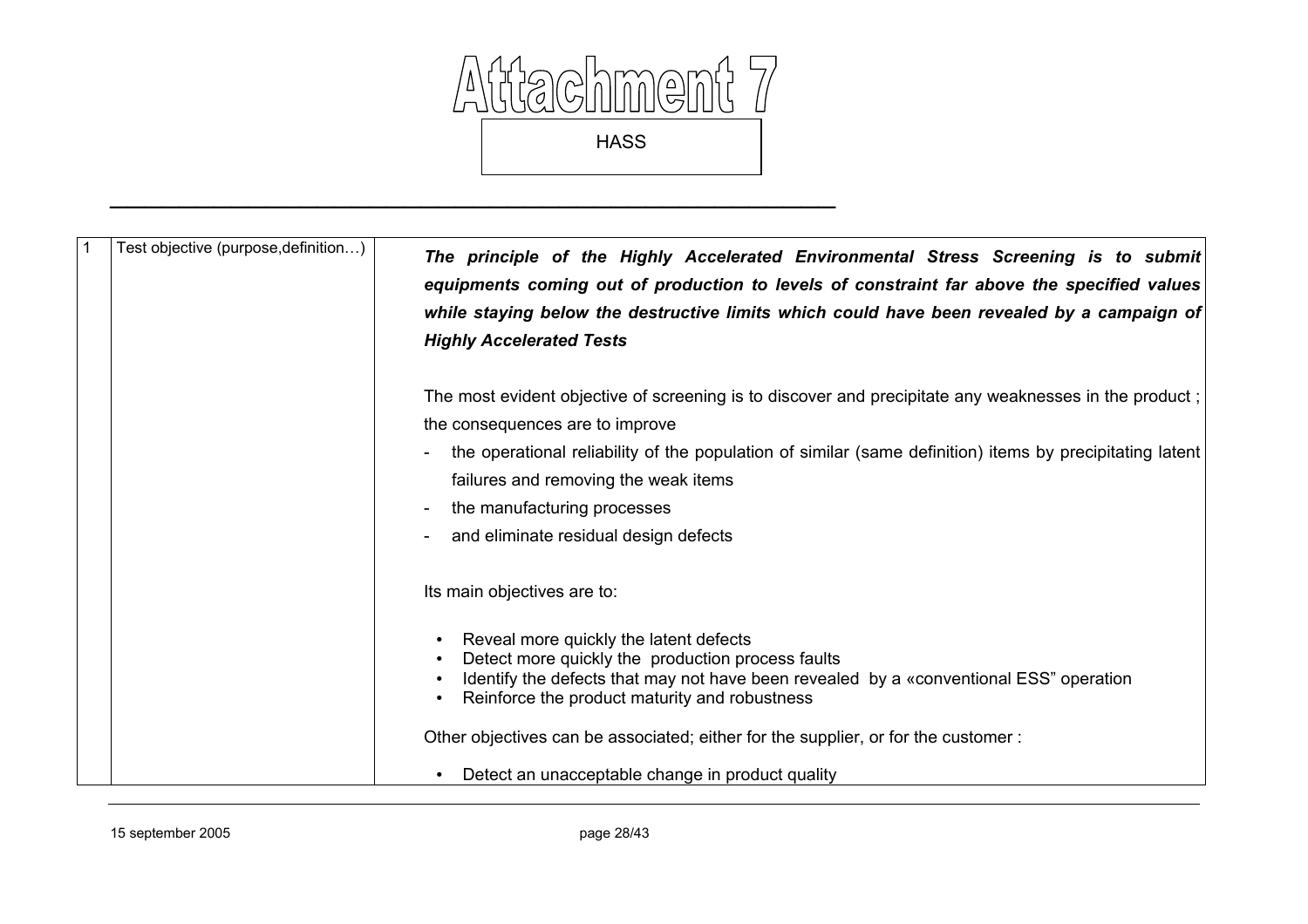# Attachment 7

HASS

| | | |
|---|---|---|
| 1 | Test objective (purpose,definition…) | ***The principle of the Highly Accelerated Environmental Stress Screening is to submit equipments coming out of production to levels of constraint far above the specified values while staying below the destructive limits which could have been revealed by a campaign of Highly Accelerated Tests***<br><br>The most evident objective of screening is to discover and precipitate any weaknesses in the product ; the consequences are to improve<br>- the operational reliability of the population of similar (same definition) items by precipitating latent failures and removing the weak items<br>- the manufacturing processes<br>- and eliminate residual design defects<br><br>Its main objectives are to:<br><br>• Reveal more quickly the latent defects<br>• Detect more quickly the production process faults<br>• Identify the defects that may not have been revealed by a «conventional ESS" operation<br>• Reinforce the product maturity and robustness<br><br>Other objectives can be associated; either for the supplier, or for the customer :<br><br>• Detect an unacceptable change in product quality |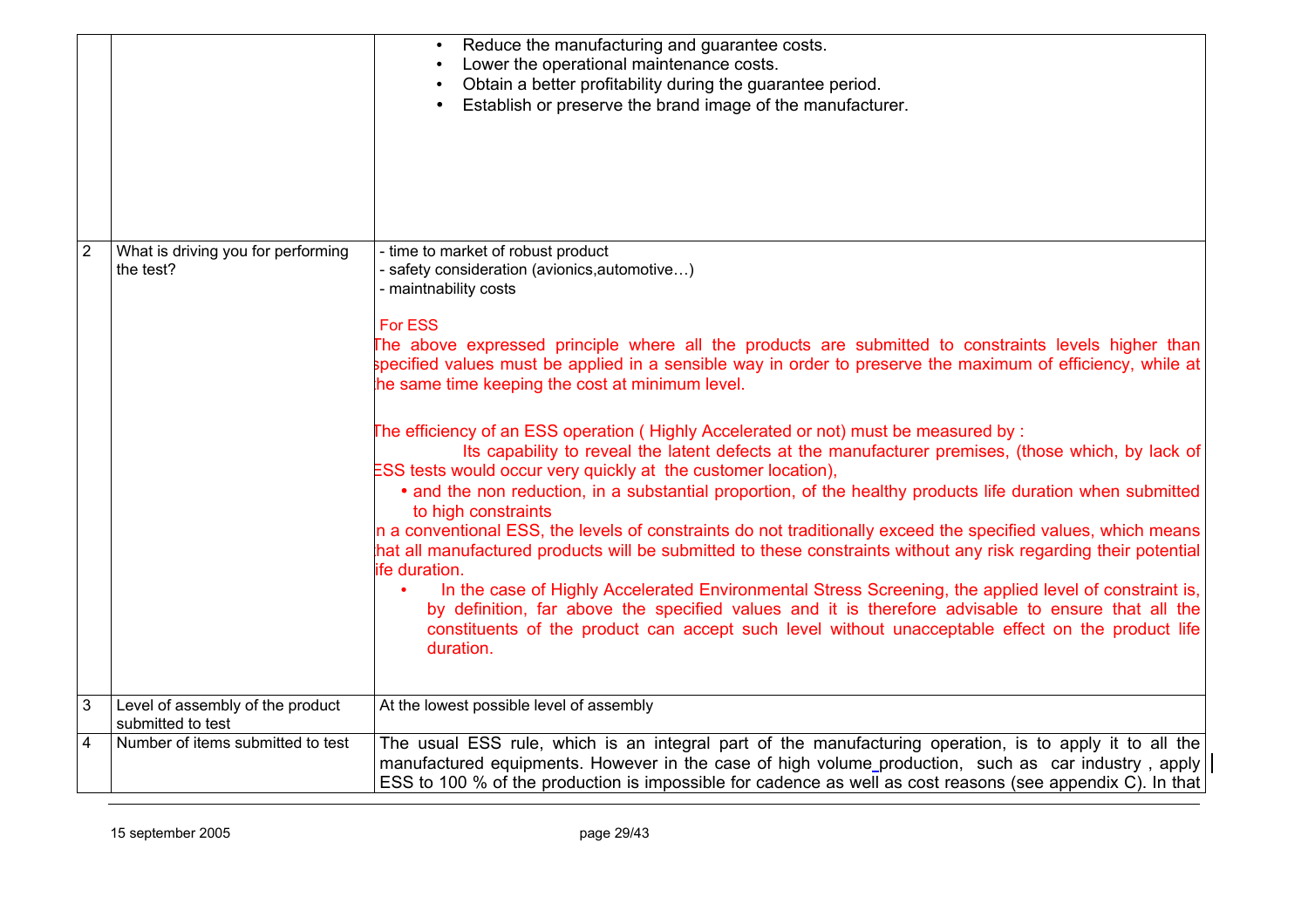| | | |
|---|---|---|
| | | • Reduce the manufacturing and guarantee costs.<br>• Lower the operational maintenance costs.<br>• Obtain a better profitability during the guarantee period.<br>• Establish or preserve the brand image of the manufacturer. |
| 2 | What is driving you for performing the test? | - time to market of robust product<br>- safety consideration (avionics,automotive…)<br>- maintnability costs<br><br>For ESS<br>The above expressed principle where all the products are submitted to constraints levels higher than specified values must be applied in a sensible way in order to preserve the maximum of efficiency, while at the same time keeping the cost at minimum level.<br><br>The efficiency of an ESS operation ( Highly Accelerated or not) must be measured by :<br>Its capability to reveal the latent defects at the manufacturer premises, (those which, by lack of ESS tests would occur very quickly at the customer location),<br>• and the non reduction, in a substantial proportion, of the healthy products life duration when submitted to high constraints<br>In a conventional ESS, the levels of constraints do not traditionally exceed the specified values, which means that all manufactured products will be submitted to these constraints without any risk regarding their potential life duration.<br>• In the case of Highly Accelerated Environmental Stress Screening, the applied level of constraint is, by definition, far above the specified values and it is therefore advisable to ensure that all the constituents of the product can accept such level without unacceptable effect on the product life duration. |
| 3 | Level of assembly of the product submitted to test | At the lowest possible level of assembly |
| 4 | Number of items submitted to test | The usual ESS rule, which is an integral part of the manufacturing operation, is to apply it to all the manufactured equipments. However in the case of high volume production, such as car industry , apply ESS to 100 % of the production is impossible for cadence as well as cost reasons (see appendix C). In that |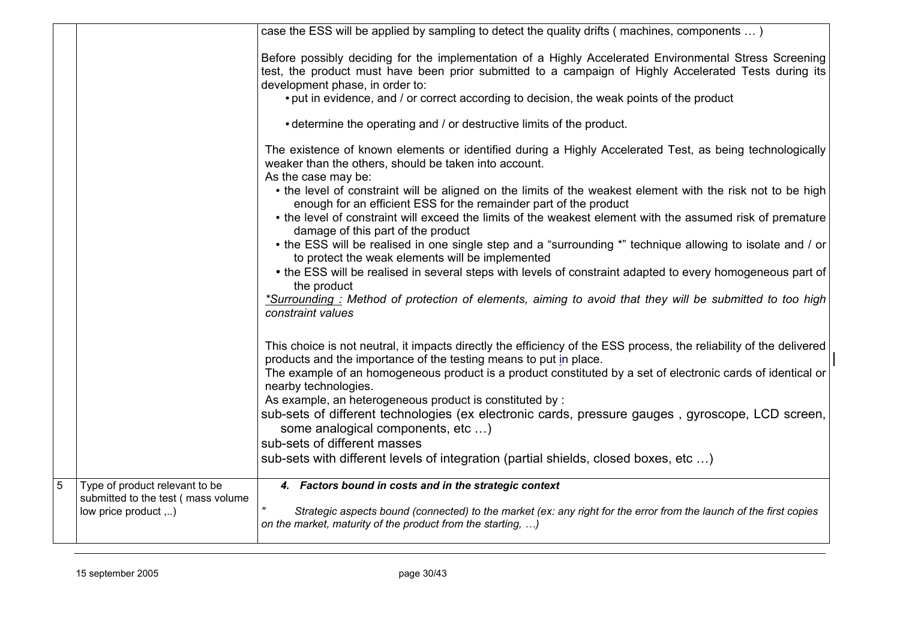| | | |
|---|---|---|
| | | case the ESS will be applied by sampling to detect the quality drifts ( machines, components … )<br><br>Before possibly deciding for the implementation of a Highly Accelerated Environmental Stress Screening test, the product must have been prior submitted to a campaign of Highly Accelerated Tests during its development phase, in order to:<br>• put in evidence, and / or correct according to decision, the weak points of the product<br><br>• determine the operating and / or destructive limits of the product.<br><br>The existence of known elements or identified during a Highly Accelerated Test, as being technologically weaker than the others, should be taken into account.<br>As the case may be:<br>• the level of constraint will be aligned on the limits of the weakest element with the risk not to be high enough for an efficient ESS for the remainder part of the product<br>• the level of constraint will exceed the limits of the weakest element with the assumed risk of premature damage of this part of the product<br>• the ESS will be realised in one single step and a "surrounding *" technique allowing to isolate and / or to protect the weak elements will be implemented<br>• the ESS will be realised in several steps with levels of constraint adapted to every homogeneous part of the product<br>*<u>*Surrounding :</u> Method of protection of elements, aiming to avoid that they will be submitted to too high constraint values*<br><br>This choice is not neutral, it impacts directly the efficiency of the ESS process, the reliability of the delivered products and the importance of the testing means to put in place.<br>The example of an homogeneous product is a product constituted by a set of electronic cards of identical or nearby technologies.<br>As example, an heterogeneous product is constituted by :<br>sub-sets of different technologies (ex electronic cards, pressure gauges , gyroscope, LCD screen, some analogical components, etc …)<br>sub-sets of different masses<br>sub-sets with different levels of integration (partial shields, closed boxes, etc …) |
| 5 | Type of product relevant to be submitted to the test ( mass volume low price product ,..) | ***4. Factors bound in costs and in the strategic context***<br><br>*" Strategic aspects bound (connected) to the market (ex: any right for the error from the launch of the first copies on the market, maturity of the product from the starting, …)* |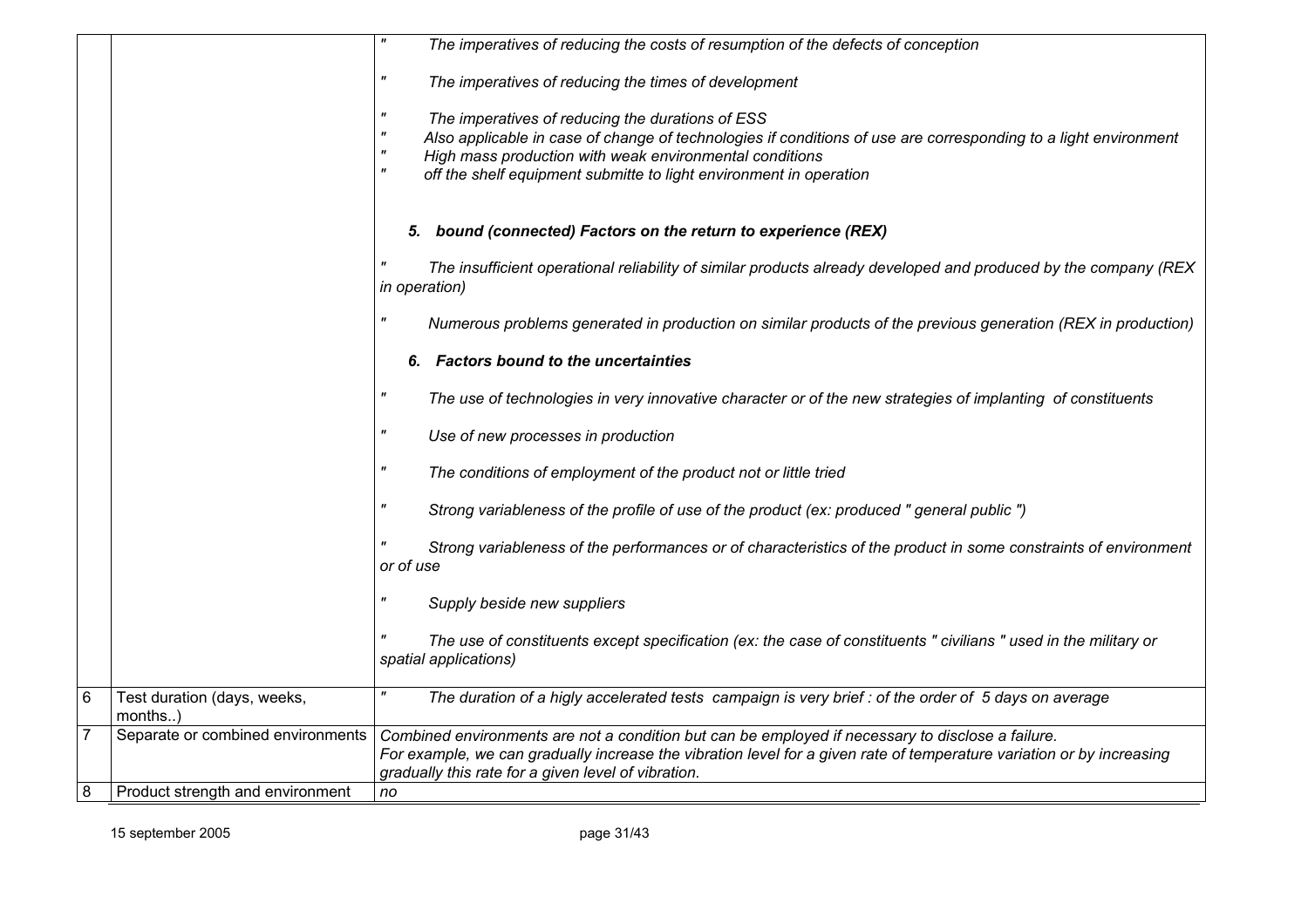| | | |
|---|---|---|
| | | " The imperatives of reducing the costs of resumption of the defects of conception<br><br>" The imperatives of reducing the times of development<br><br>" The imperatives of reducing the durations of ESS<br>" Also applicable in case of change of technologies if conditions of use are corresponding to a light environment<br>" High mass production with weak environmental conditions<br>" off the shelf equipment submitte to light environment in operation<br><br>***5. bound (connected) Factors on the return to experience (REX)***<br><br>" The insufficient operational reliability of similar products already developed and produced by the company (REX in operation)<br><br>" Numerous problems generated in production on similar products of the previous generation (REX in production)<br><br>***6. Factors bound to the uncertainties***<br><br>" The use of technologies in very innovative character or of the new strategies of implanting of constituents<br><br>" Use of new processes in production<br><br>" The conditions of employment of the product not or little tried<br><br>" Strong variableness of the profile of use of the product (ex: produced " general public ")<br><br>" Strong variableness of the performances or of characteristics of the product in some constraints of environment or of use<br><br>" Supply beside new suppliers<br><br>" The use of constituents except specification (ex: the case of constituents " civilians " used in the military or spatial applications) |
| 6 | Test duration (days, weeks, months..) | " The duration of a higly accelerated tests campaign is very brief : of the order of 5 days on average |
| 7 | Separate or combined environments | *Combined environments are not a condition but can be employed if necessary to disclose a failure.<br>For example, we can gradually increase the vibration level for a given rate of temperature variation or by increasing gradually this rate for a given level of vibration.* |
| 8 | Product strength and environment | *no* |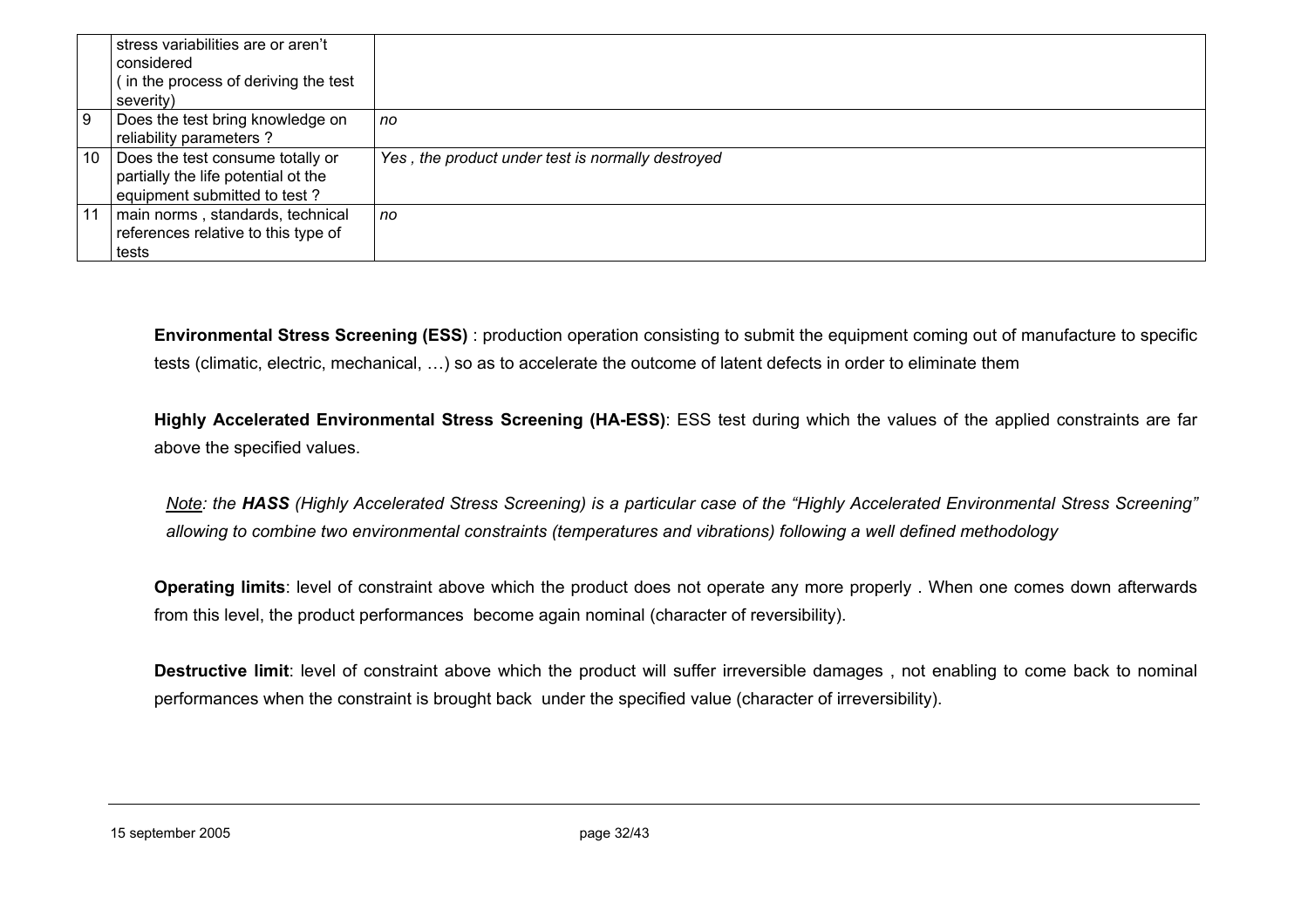|    |    |    |
|---|---|---|
|  | stress variabilities are or aren't considered ( in the process of deriving the test severity) |  |
| 9 | Does the test bring knowledge on reliability parameters ? | *no* |
| 10 | Does the test consume totally or partially the life potential ot the equipment submitted to test ? | *Yes , the product under test is normally destroyed* |
| 11 | main norms , standards, technical references relative to this type of tests | *no* |

**Environmental Stress Screening (ESS)** : production operation consisting to submit the equipment coming out of manufacture to specific tests (climatic, electric, mechanical, …) so as to accelerate the outcome of latent defects in order to eliminate them

**Highly Accelerated Environmental Stress Screening (HA-ESS)**: ESS test during which the values of the applied constraints are far above the specified values.

*Note: the **HASS** (Highly Accelerated Stress Screening) is a particular case of the "Highly Accelerated Environmental Stress Screening" allowing to combine two environmental constraints (temperatures and vibrations) following a well defined methodology*

**Operating limits**: level of constraint above which the product does not operate any more properly . When one comes down afterwards from this level, the product performances become again nominal (character of reversibility).

**Destructive limit**: level of constraint above which the product will suffer irreversible damages , not enabling to come back to nominal performances when the constraint is brought back under the specified value (character of irreversibility).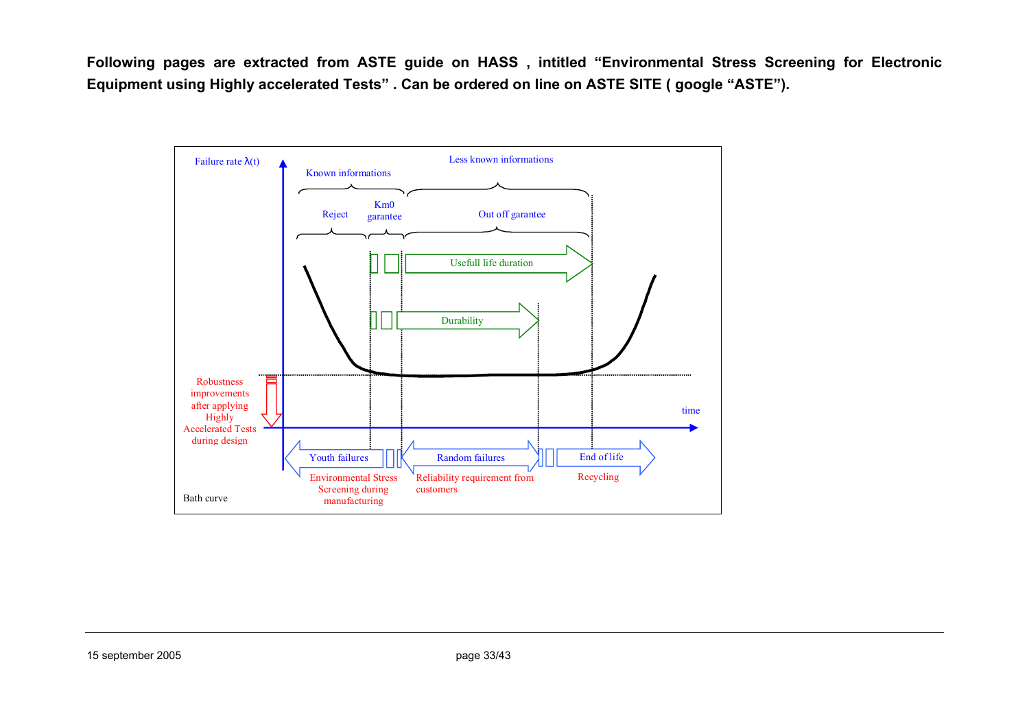**Following pages are extracted from ASTE guide on HASS , intitled "Environmental Stress Screening for Electronic Equipment using Highly accelerated Tests" . Can be ordered on line on ASTE SITE ( google "ASTE").**

Failure rate $\lambda(t)$

Known informations

Less known informations

Reject

Km0 garantee

Out off garantee

Usefull life duration

Durability

Robustness improvements after applying Highly Accelerated Tests during design

time

Youth failures

Random failures

End of life

Environmental Stress Screening during manufacturing

Reliability requirement from customers

Recycling

Bath curve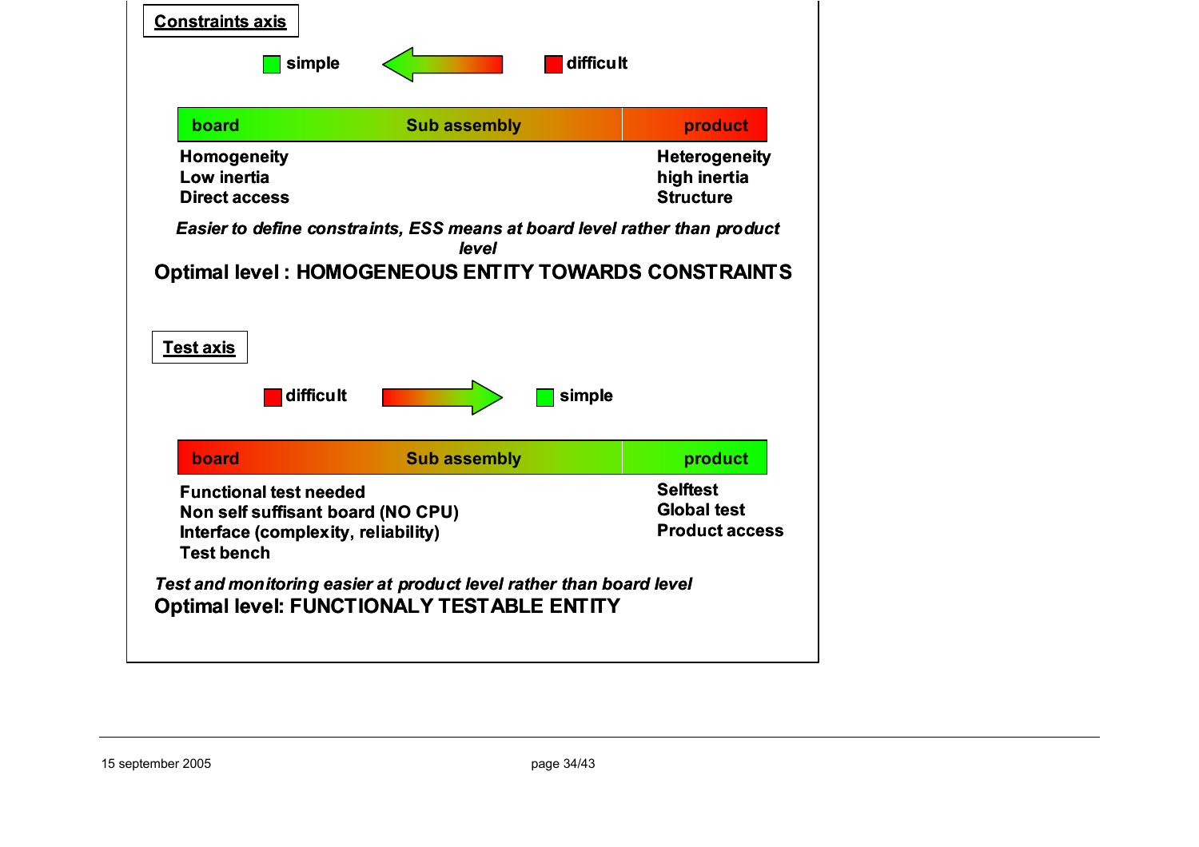**Constraints axis**

simple ← difficult

| board | Sub assembly | product |
|---|---|---|
| Homogeneity<br>Low inertia<br>Direct access | | Heterogeneity<br>high inertia<br>Structure |

***Easier to define constraints, ESS means at board level rather than product level***

**Optimal level : HOMOGENEOUS ENTITY TOWARDS CONSTRAINTS**

**Test axis**

difficult → simple

| board | Sub assembly | product |
|---|---|---|
| Functional test needed<br>Non self suffisant board (NO CPU)<br>Interface (complexity, reliability)<br>Test bench | | Selftest<br>Global test<br>Product access |

***Test and monitoring easier at product level rather than board level***

**Optimal level: FUNCTIONALY TESTABLE ENTITY**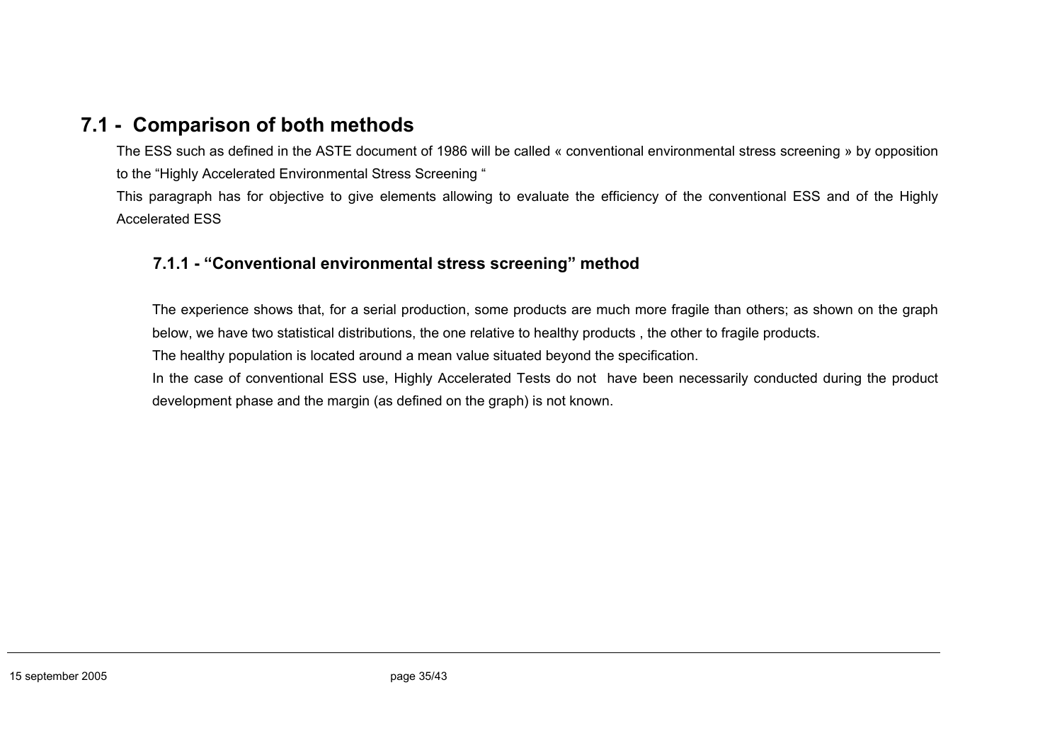## 7.1 - Comparison of both methods

The ESS such as defined in the ASTE document of 1986 will be called « conventional environmental stress screening » by opposition to the “Highly Accelerated Environmental Stress Screening “

This paragraph has for objective to give elements allowing to evaluate the efficiency of the conventional ESS and of the Highly Accelerated ESS

### 7.1.1 - “Conventional environmental stress screening” method

The experience shows that, for a serial production, some products are much more fragile than others; as shown on the graph below, we have two statistical distributions, the one relative to healthy products , the other to fragile products.

The healthy population is located around a mean value situated beyond the specification.

In the case of conventional ESS use, Highly Accelerated Tests do not have been necessarily conducted during the product development phase and the margin (as defined on the graph) is not known.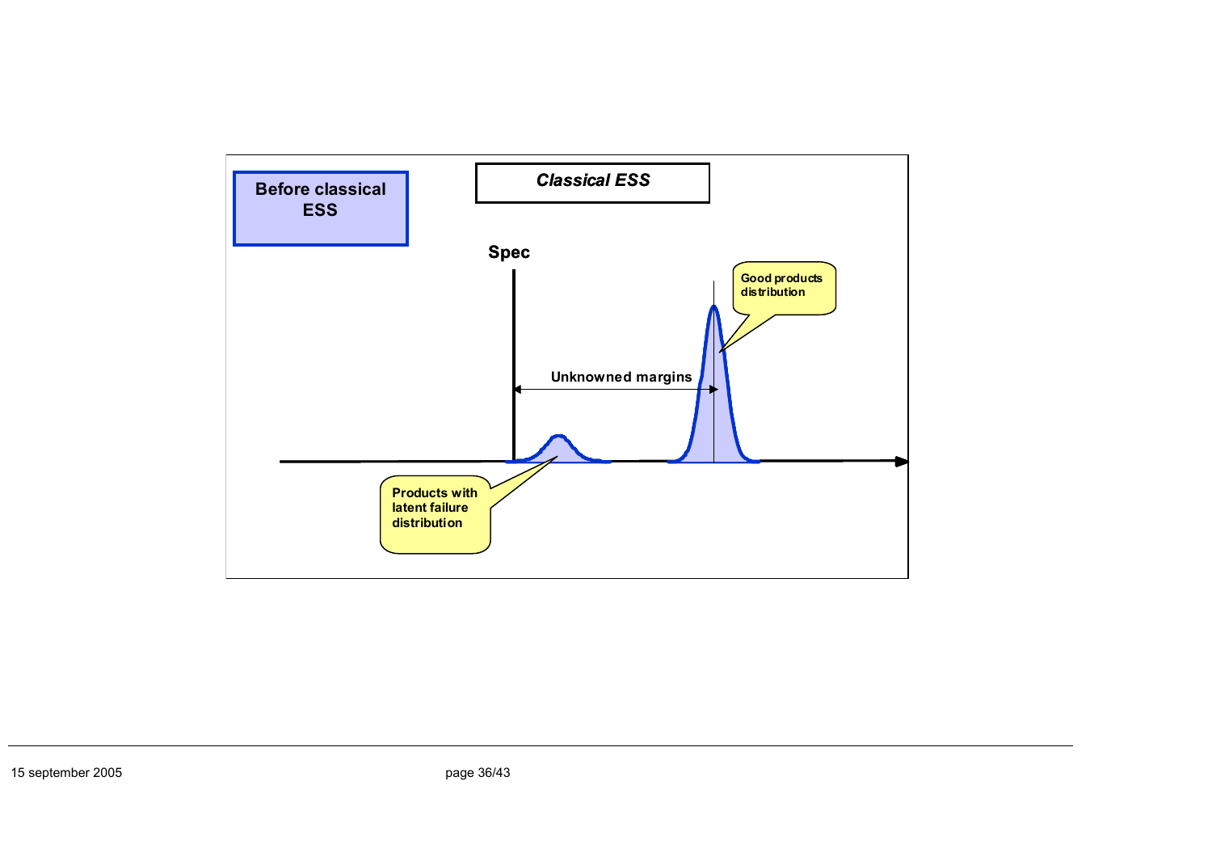**Before classical ESS**

***Classical ESS***

Spec

Good products distribution

Unknowned margins

Products with latent failure distribution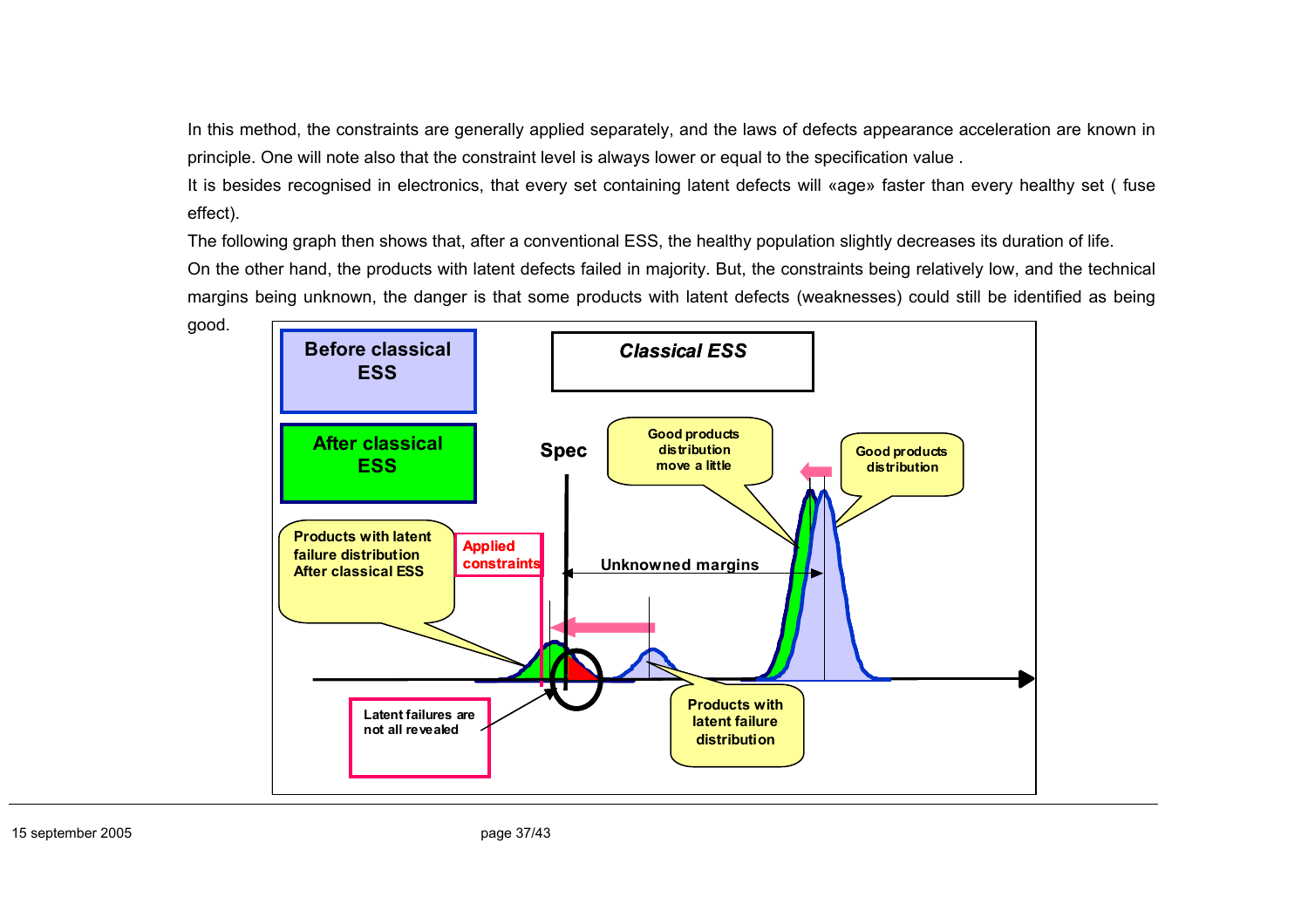In this method, the constraints are generally applied separately, and the laws of defects appearance acceleration are known in principle. One will note also that the constraint level is always lower or equal to the specification value .

It is besides recognised in electronics, that every set containing latent defects will «age» faster than every healthy set ( fuse effect).

The following graph then shows that, after a conventional ESS, the healthy population slightly decreases its duration of life.

On the other hand, the products with latent defects failed in majority. But, the constraints being relatively low, and the technical margins being unknown, the danger is that some products with latent defects (weaknesses) could still be identified as being good.

**Before classical ESS**

**After classical ESS**

***Classical ESS***

**Spec**

Good products distribution move a little

Good products distribution

Products with latent failure distribution After classical ESS

Applied constraints

Unknowned margins

Latent failures are not all revealed

Products with latent failure distribution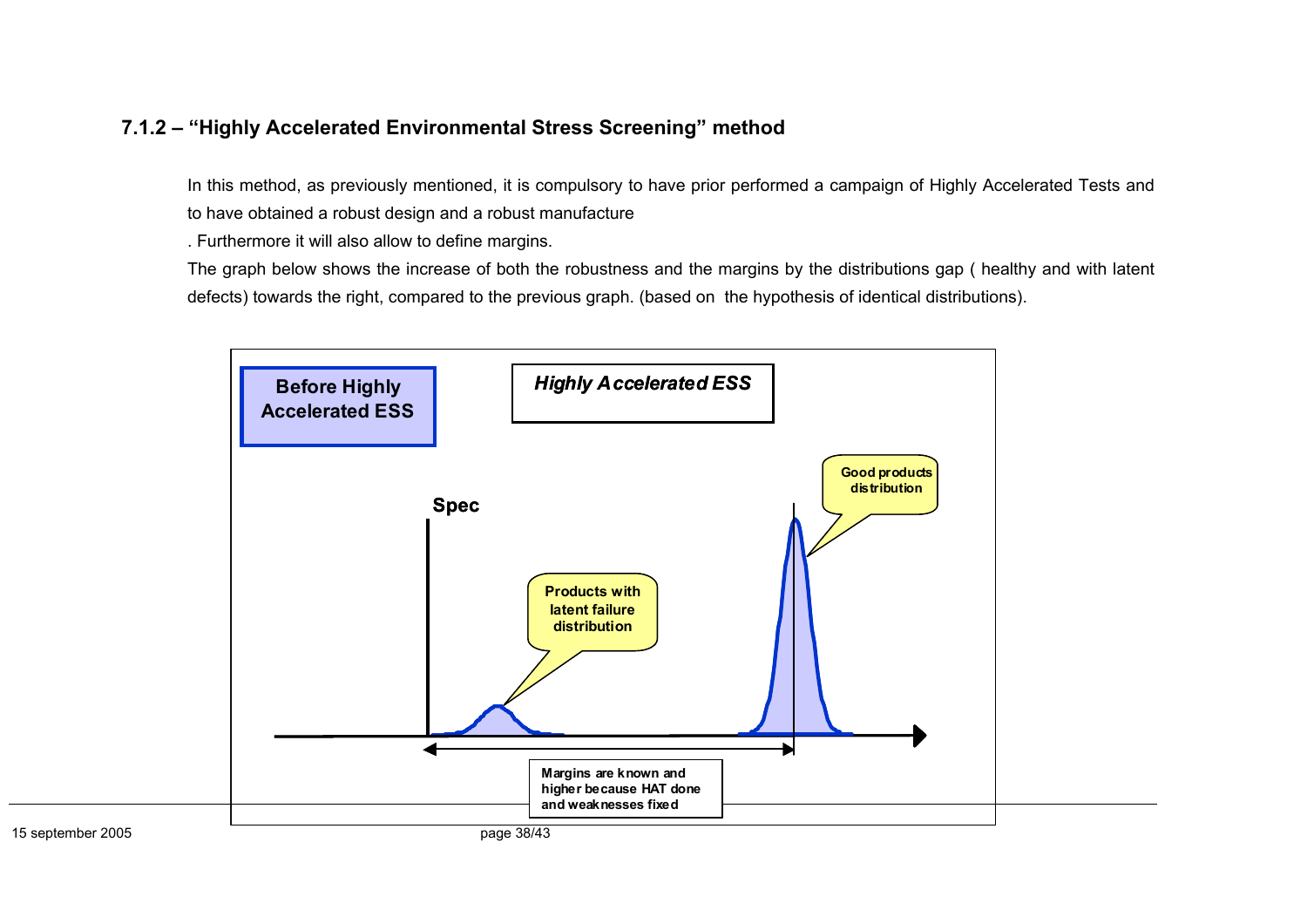### 7.1.2 – "Highly Accelerated Environmental Stress Screening" method

In this method, as previously mentioned, it is compulsory to have prior performed a campaign of Highly Accelerated Tests and to have obtained a robust design and a robust manufacture

. Furthermore it will also allow to define margins.

The graph below shows the increase of both the robustness and the margins by the distributions gap ( healthy and with latent defects) towards the right, compared to the previous graph. (based on the hypothesis of identical distributions).

**Before Highly Accelerated ESS**

***Highly Accelerated ESS***

**Spec**

**Products with latent failure distribution**

**Good products distribution**

**Margins are known and higher because HAT done and weaknesses fixed**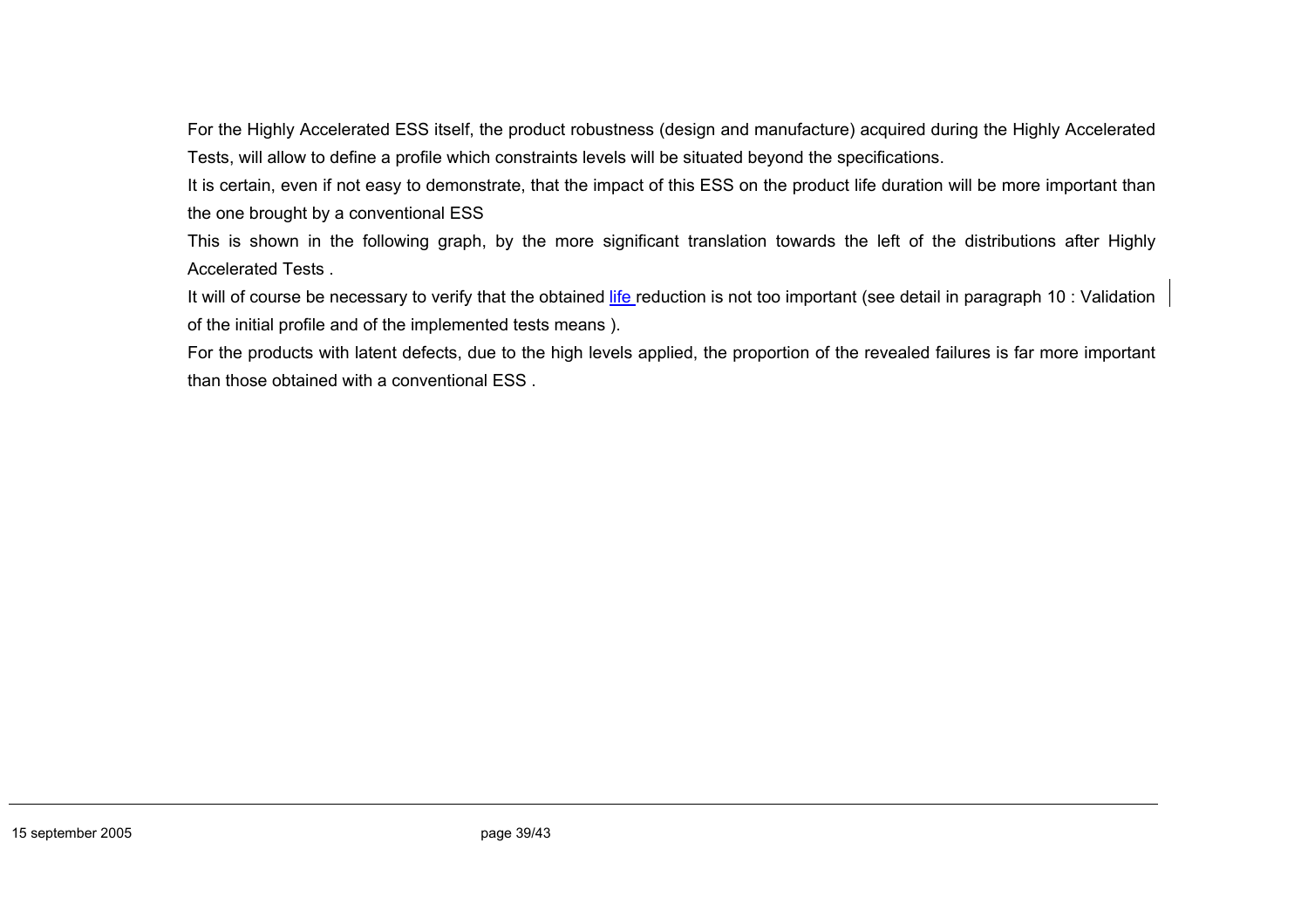For the Highly Accelerated ESS itself, the product robustness (design and manufacture) acquired during the Highly Accelerated Tests, will allow to define a profile which constraints levels will be situated beyond the specifications.

It is certain, even if not easy to demonstrate, that the impact of this ESS on the product life duration will be more important than the one brought by a conventional ESS

This is shown in the following graph, by the more significant translation towards the left of the distributions after Highly Accelerated Tests .

It will of course be necessary to verify that the obtained life reduction is not too important (see detail in paragraph 10 : Validation of the initial profile and of the implemented tests means ).

For the products with latent defects, due to the high levels applied, the proportion of the revealed failures is far more important than those obtained with a conventional ESS .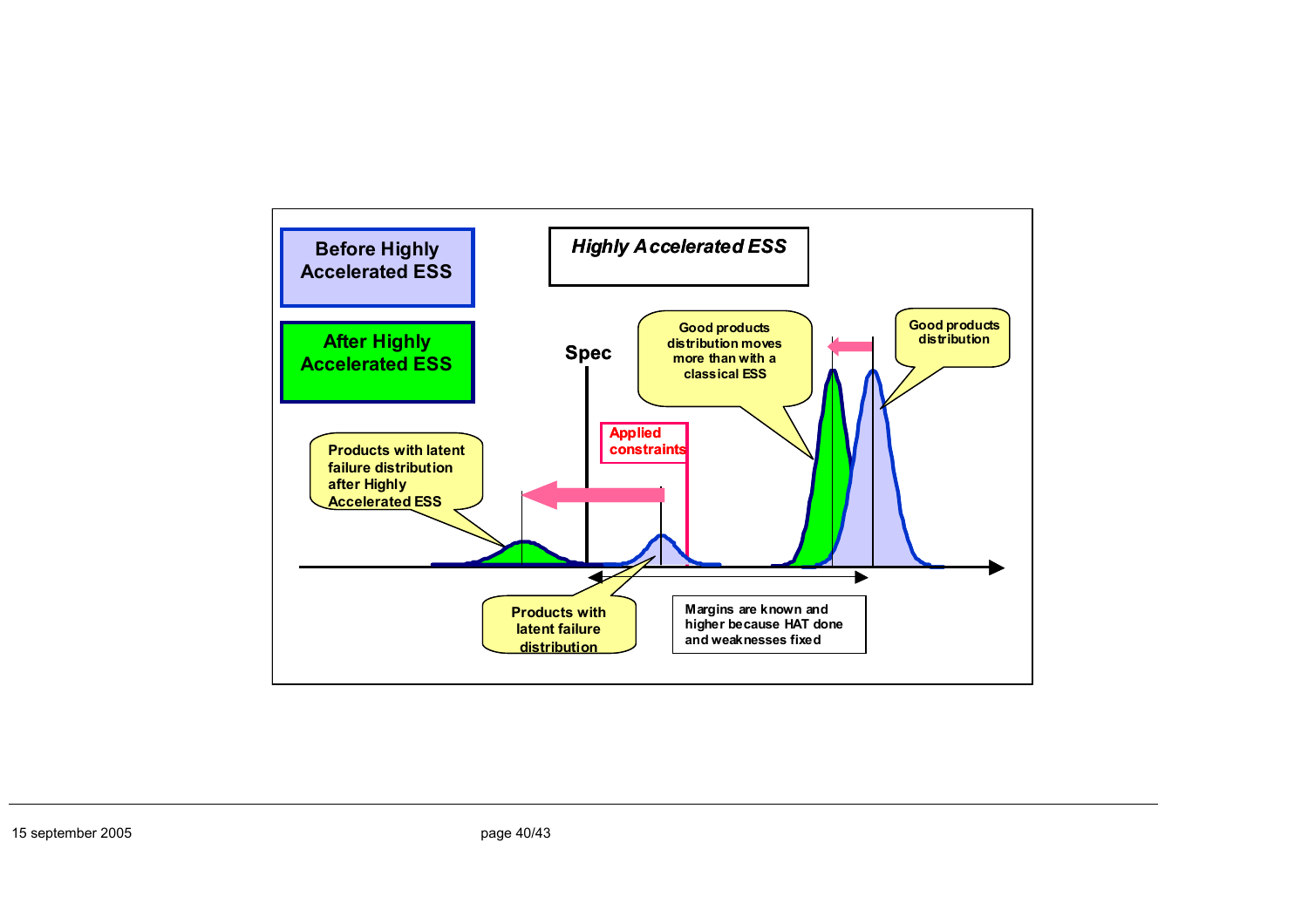**Before Highly Accelerated ESS**

**After Highly Accelerated ESS**

***Highly Accelerated ESS***

**Spec**

**Good products distribution moves more than with a classical ESS**

**Good products distribution**

**Applied constraints**

**Products with latent failure distribution after Highly Accelerated ESS**

**Products with latent failure distribution**

**Margins are known and higher because HAT done and weaknesses fixed**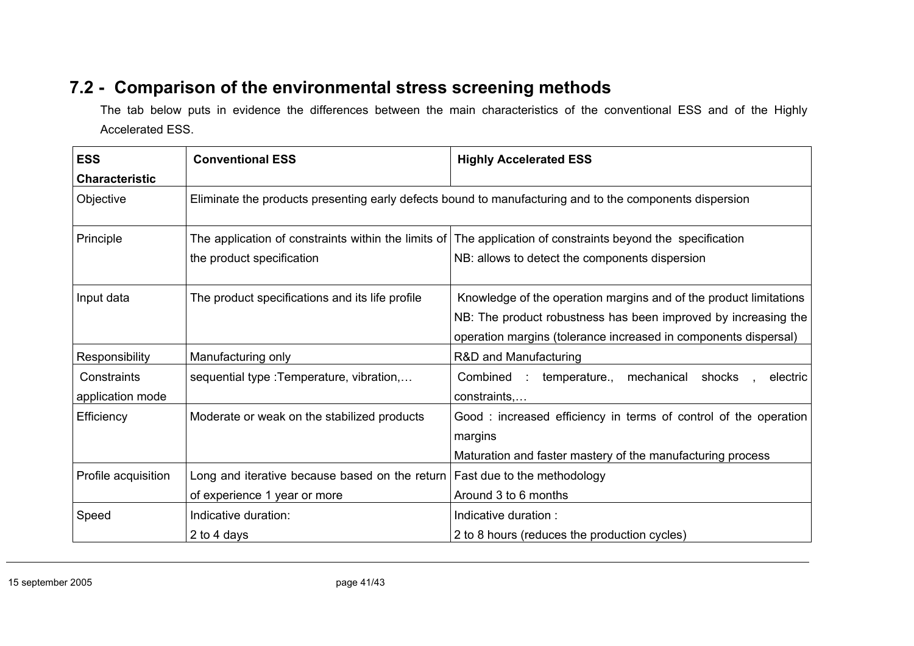## 7.2 - Comparison of the environmental stress screening methods

The tab below puts in evidence the differences between the main characteristics of the conventional ESS and of the Highly Accelerated ESS.

| ESS Characteristic | Conventional ESS | Highly Accelerated ESS |
|---|---|---|
| Objective | Eliminate the products presenting early defects bound to manufacturing and to the components dispersion | |
| Principle | The application of constraints within the limits of the product specification | The application of constraints beyond the specification<br>NB: allows to detect the components dispersion |
| Input data | The product specifications and its life profile | Knowledge of the operation margins and of the product limitations<br>NB: The product robustness has been improved by increasing the operation margins (tolerance increased in components dispersal) |
| Responsibility | Manufacturing only | R&D and Manufacturing |
| Constraints application mode | sequential type :Temperature, vibration,… | Combined : temperature., mechanical shocks , electric constraints,… |
| Efficiency | Moderate or weak on the stabilized products | Good : increased efficiency in terms of control of the operation margins<br>Maturation and faster mastery of the manufacturing process |
| Profile acquisition | Long and iterative because based on the return of experience 1 year or more | Fast due to the methodology<br>Around 3 to 6 months |
| Speed | Indicative duration:<br>2 to 4 days | Indicative duration :<br>2 to 8 hours (reduces the production cycles) |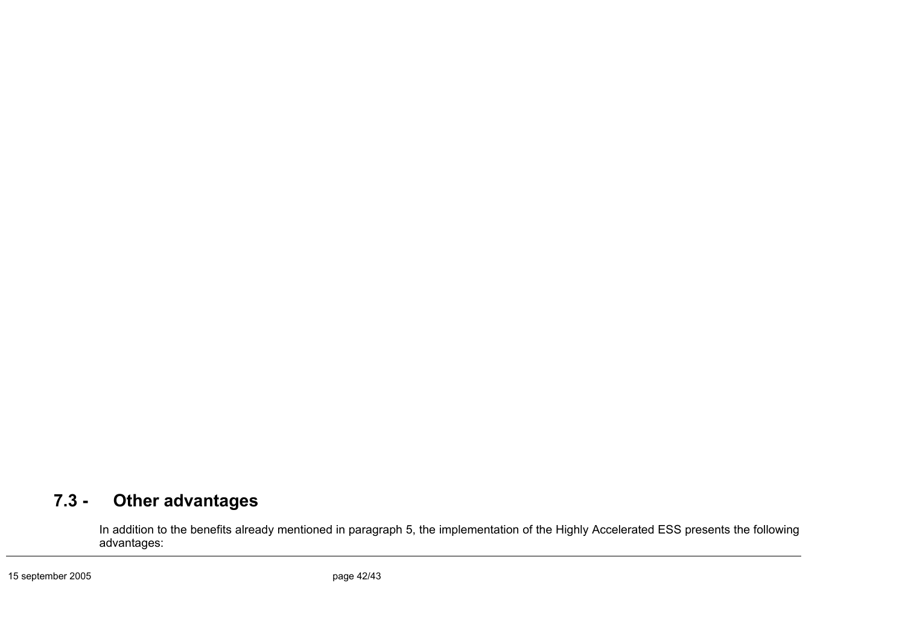## 7.3 - Other advantages

In addition to the benefits already mentioned in paragraph 5, the implementation of the Highly Accelerated ESS presents the following advantages: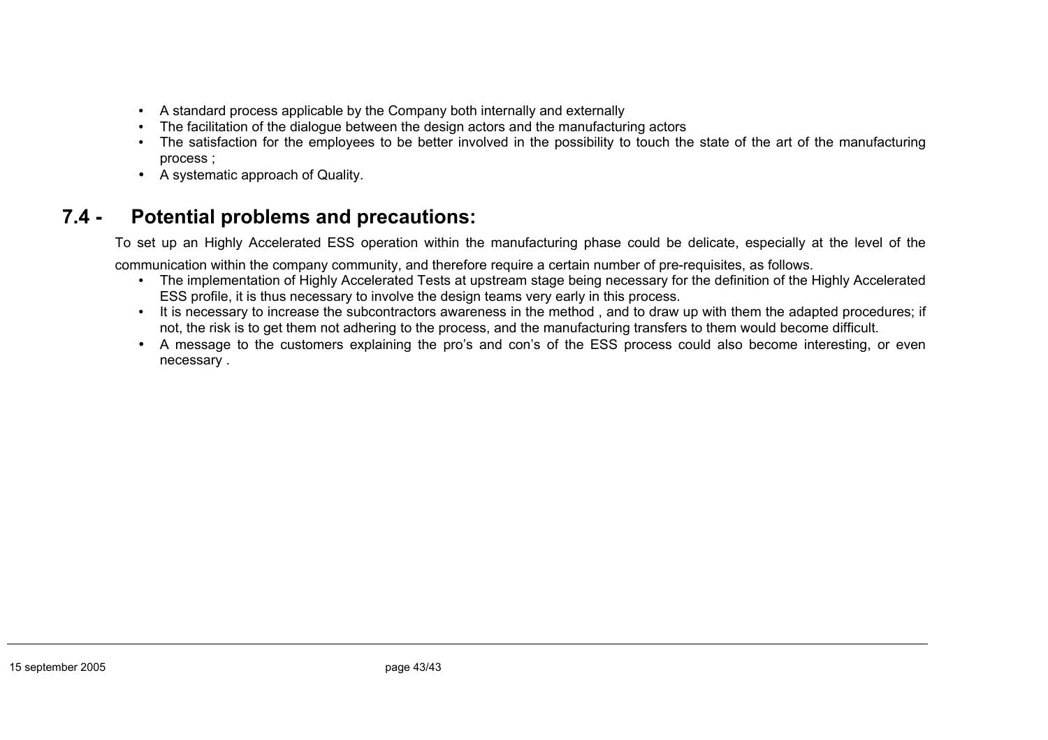- A standard process applicable by the Company both internally and externally
- The facilitation of the dialogue between the design actors and the manufacturing actors
- The satisfaction for the employees to be better involved in the possibility to touch the state of the art of the manufacturing process ;
- A systematic approach of Quality.

## 7.4 - Potential problems and precautions:

To set up an Highly Accelerated ESS operation within the manufacturing phase could be delicate, especially at the level of the communication within the company community, and therefore require a certain number of pre-requisites, as follows.

- The implementation of Highly Accelerated Tests at upstream stage being necessary for the definition of the Highly Accelerated ESS profile, it is thus necessary to involve the design teams very early in this process.
- It is necessary to increase the subcontractors awareness in the method , and to draw up with them the adapted procedures; if not, the risk is to get them not adhering to the process, and the manufacturing transfers to them would become difficult.
- A message to the customers explaining the pro's and con's of the ESS process could also become interesting, or even necessary .